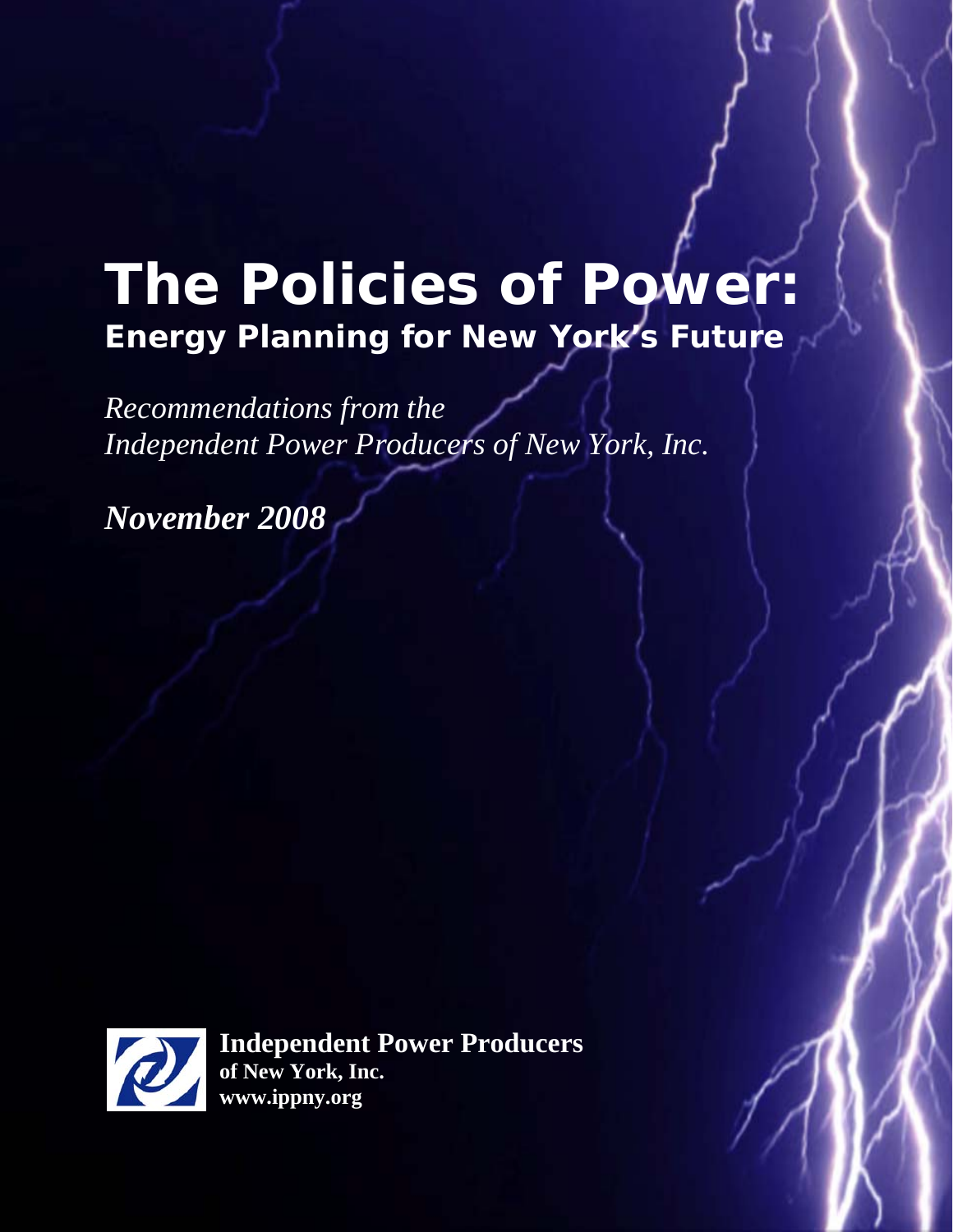# The Policies of Power:

## Energy Planning for New York's Future

*Recommendations from the*
*Independent Power Producers of New York, Inc.*

***November 2008***

**Independent Power Producers**
**of New York, Inc.**
**www.ippny.org**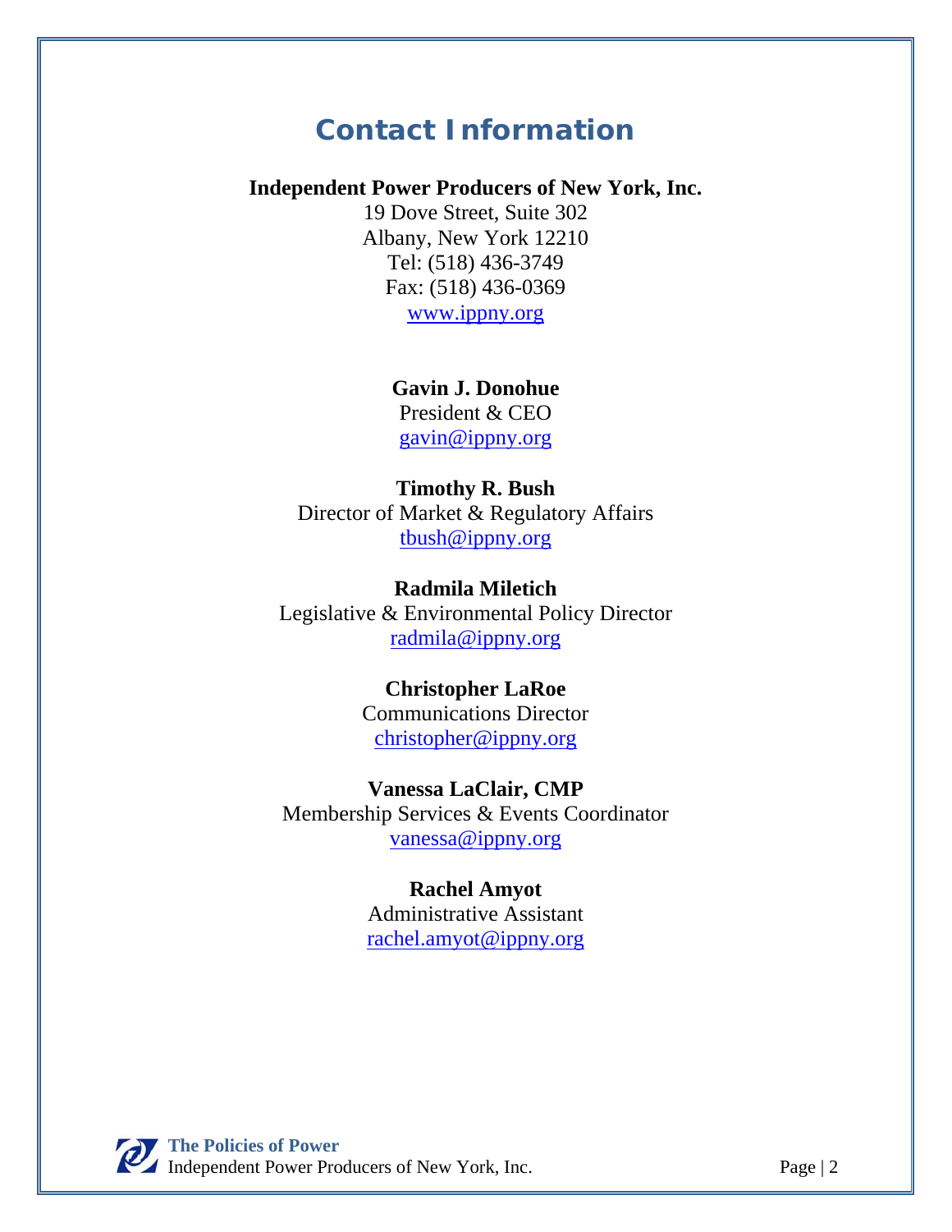# Contact Information

**Independent Power Producers of New York, Inc.**
19 Dove Street, Suite 302
Albany, New York 12210
Tel: (518) 436-3749
Fax: (518) 436-0369
www.ippny.org

**Gavin J. Donohue**
President & CEO
gavin@ippny.org

**Timothy R. Bush**
Director of Market & Regulatory Affairs
tbush@ippny.org

**Radmila Miletich**
Legislative & Environmental Policy Director
radmila@ippny.org

**Christopher LaRoe**
Communications Director
christopher@ippny.org

**Vanessa LaClair, CMP**
Membership Services & Events Coordinator
vanessa@ippny.org

**Rachel Amyot**
Administrative Assistant
rachel.amyot@ippny.org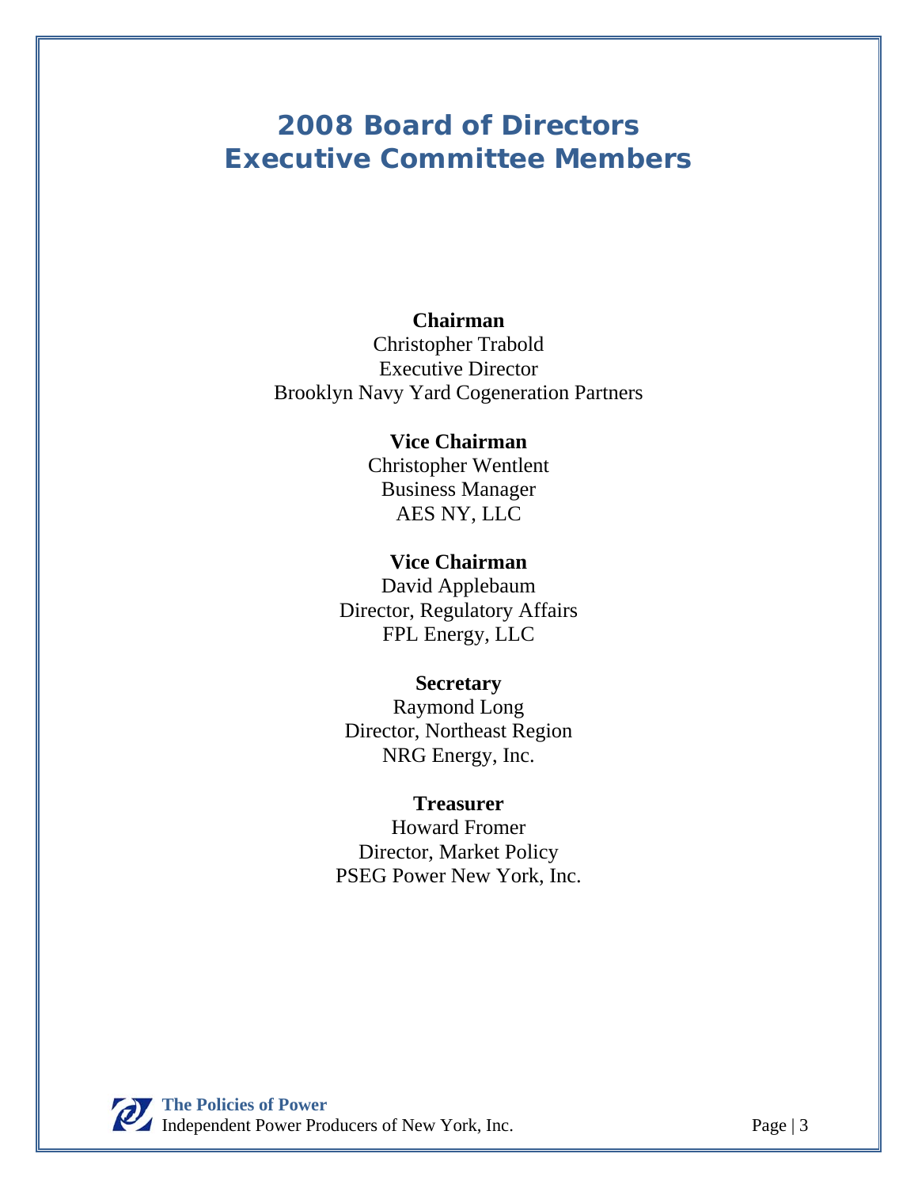# 2008 Board of Directors
# Executive Committee Members

**Chairman**
Christopher Trabold
Executive Director
Brooklyn Navy Yard Cogeneration Partners

**Vice Chairman**
Christopher Wentlent
Business Manager
AES NY, LLC

**Vice Chairman**
David Applebaum
Director, Regulatory Affairs
FPL Energy, LLC

**Secretary**
Raymond Long
Director, Northeast Region
NRG Energy, Inc.

**Treasurer**
Howard Fromer
Director, Market Policy
PSEG Power New York, Inc.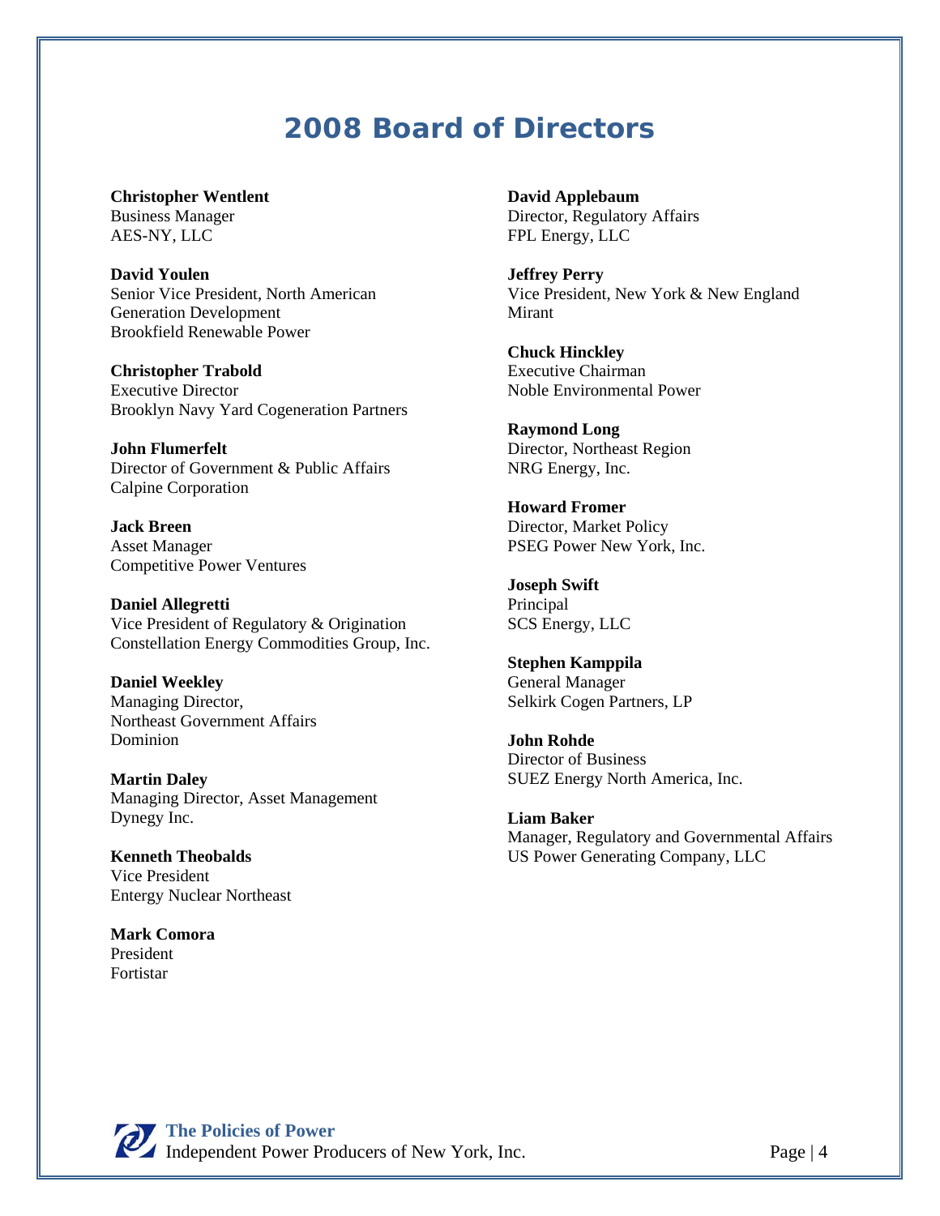# 2008 Board of Directors

**Christopher Wentlent**
Business Manager
AES-NY, LLC

**David Youlen**
Senior Vice President, North American Generation Development
Brookfield Renewable Power

**Christopher Trabold**
Executive Director
Brooklyn Navy Yard Cogeneration Partners

**John Flumerfelt**
Director of Government & Public Affairs
Calpine Corporation

**Jack Breen**
Asset Manager
Competitive Power Ventures

**Daniel Allegretti**
Vice President of Regulatory & Origination
Constellation Energy Commodities Group, Inc.

**Daniel Weekley**
Managing Director,
Northeast Government Affairs
Dominion

**Martin Daley**
Managing Director, Asset Management
Dynegy Inc.

**Kenneth Theobalds**
Vice President
Entergy Nuclear Northeast

**Mark Comora**
President
Fortistar

**David Applebaum**
Director, Regulatory Affairs
FPL Energy, LLC

**Jeffrey Perry**
Vice President, New York & New England
Mirant

**Chuck Hinckley**
Executive Chairman
Noble Environmental Power

**Raymond Long**
Director, Northeast Region
NRG Energy, Inc.

**Howard Fromer**
Director, Market Policy
PSEG Power New York, Inc.

**Joseph Swift**
Principal
SCS Energy, LLC

**Stephen Kamppila**
General Manager
Selkirk Cogen Partners, LP

**John Rohde**
Director of Business
SUEZ Energy North America, Inc.

**Liam Baker**
Manager, Regulatory and Governmental Affairs
US Power Generating Company, LLC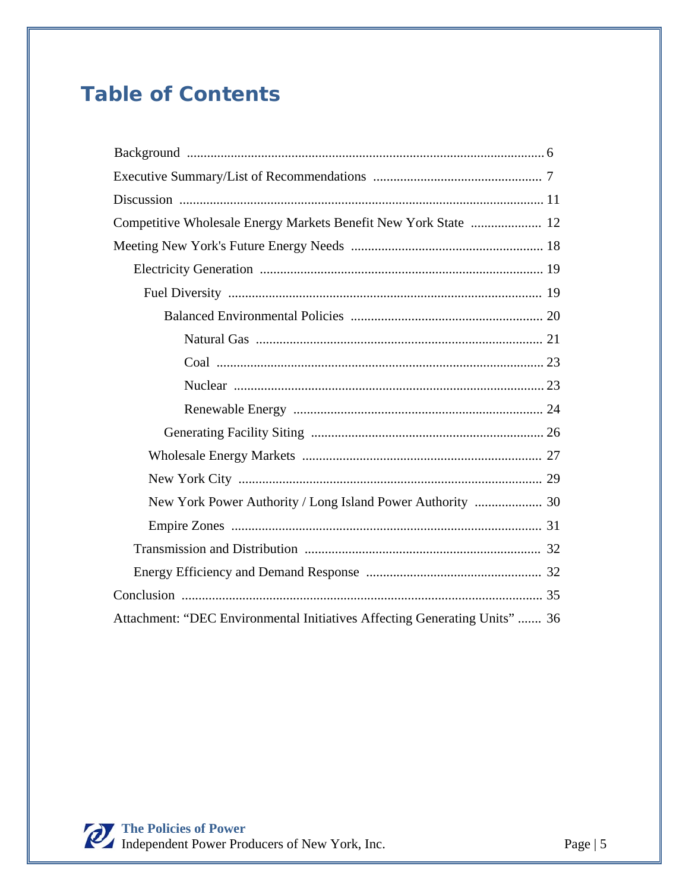# Table of Contents

- Background ............ 6
- Executive Summary/List of Recommendations ............ 7
- Discussion ............ 11
- Competitive Wholesale Energy Markets Benefit New York State ............ 12
- Meeting New York's Future Energy Needs ............ 18
  - Electricity Generation ............ 19
    - Fuel Diversity ............ 19
      - Balanced Environmental Policies ............ 20
        - Natural Gas ............ 21
        - Coal ............ 23
        - Nuclear ............ 23
        - Renewable Energy ............ 24
      - Generating Facility Siting ............ 26
    - Wholesale Energy Markets ............ 27
    - New York City ............ 29
    - New York Power Authority / Long Island Power Authority ............ 30
    - Empire Zones ............ 31
  - Transmission and Distribution ............ 32
  - Energy Efficiency and Demand Response ............ 32
- Conclusion ............ 35
- Attachment: "DEC Environmental Initiatives Affecting Generating Units" ............ 36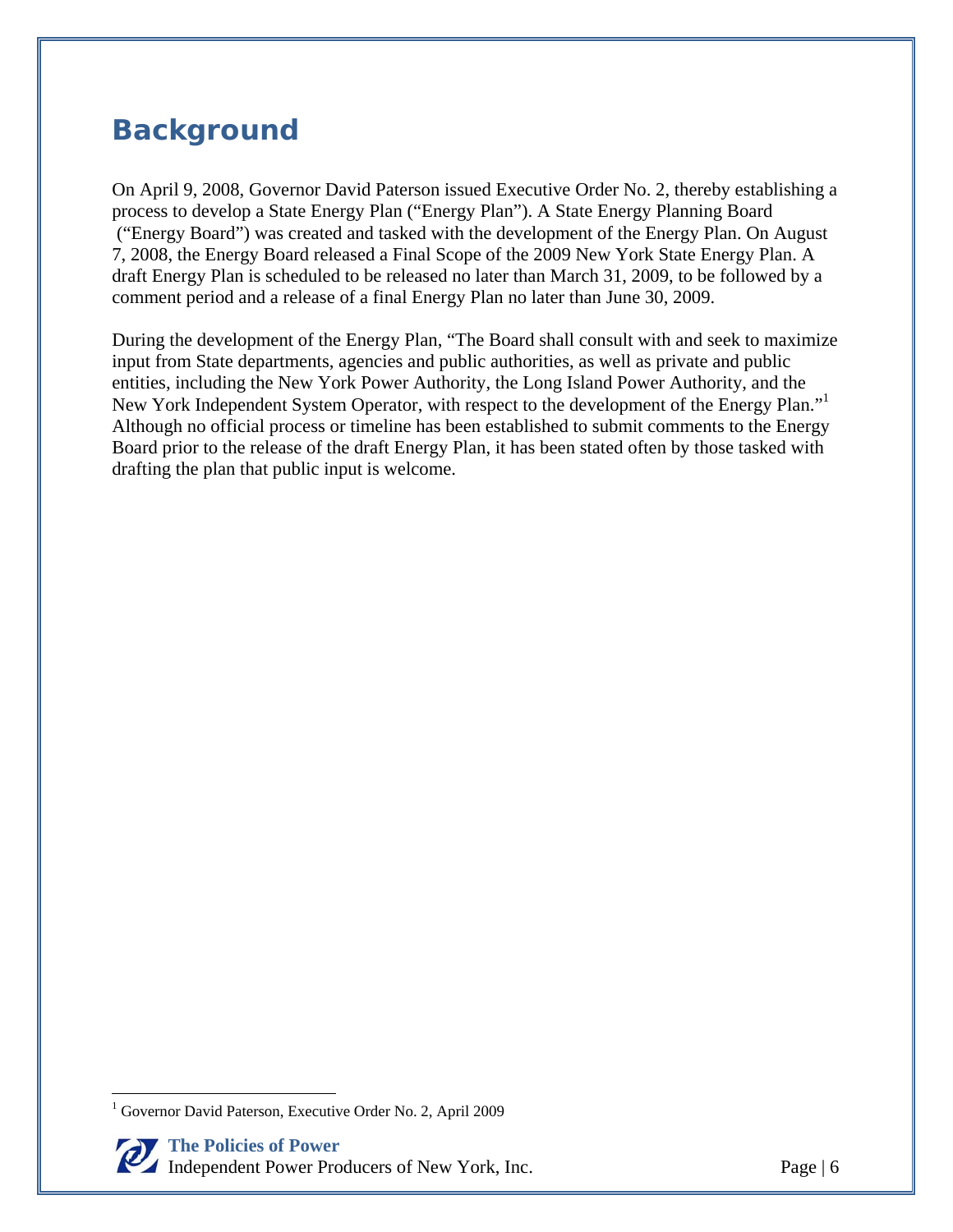## Background

On April 9, 2008, Governor David Paterson issued Executive Order No. 2, thereby establishing a process to develop a State Energy Plan ("Energy Plan"). A State Energy Planning Board ("Energy Board") was created and tasked with the development of the Energy Plan. On August 7, 2008, the Energy Board released a Final Scope of the 2009 New York State Energy Plan. A draft Energy Plan is scheduled to be released no later than March 31, 2009, to be followed by a comment period and a release of a final Energy Plan no later than June 30, 2009.

During the development of the Energy Plan, "The Board shall consult with and seek to maximize input from State departments, agencies and public authorities, as well as private and public entities, including the New York Power Authority, the Long Island Power Authority, and the New York Independent System Operator, with respect to the development of the Energy Plan."[1] Although no official process or timeline has been established to submit comments to the Energy Board prior to the release of the draft Energy Plan, it has been stated often by those tasked with drafting the plan that public input is welcome.

[1] Governor David Paterson, Executive Order No. 2, April 2009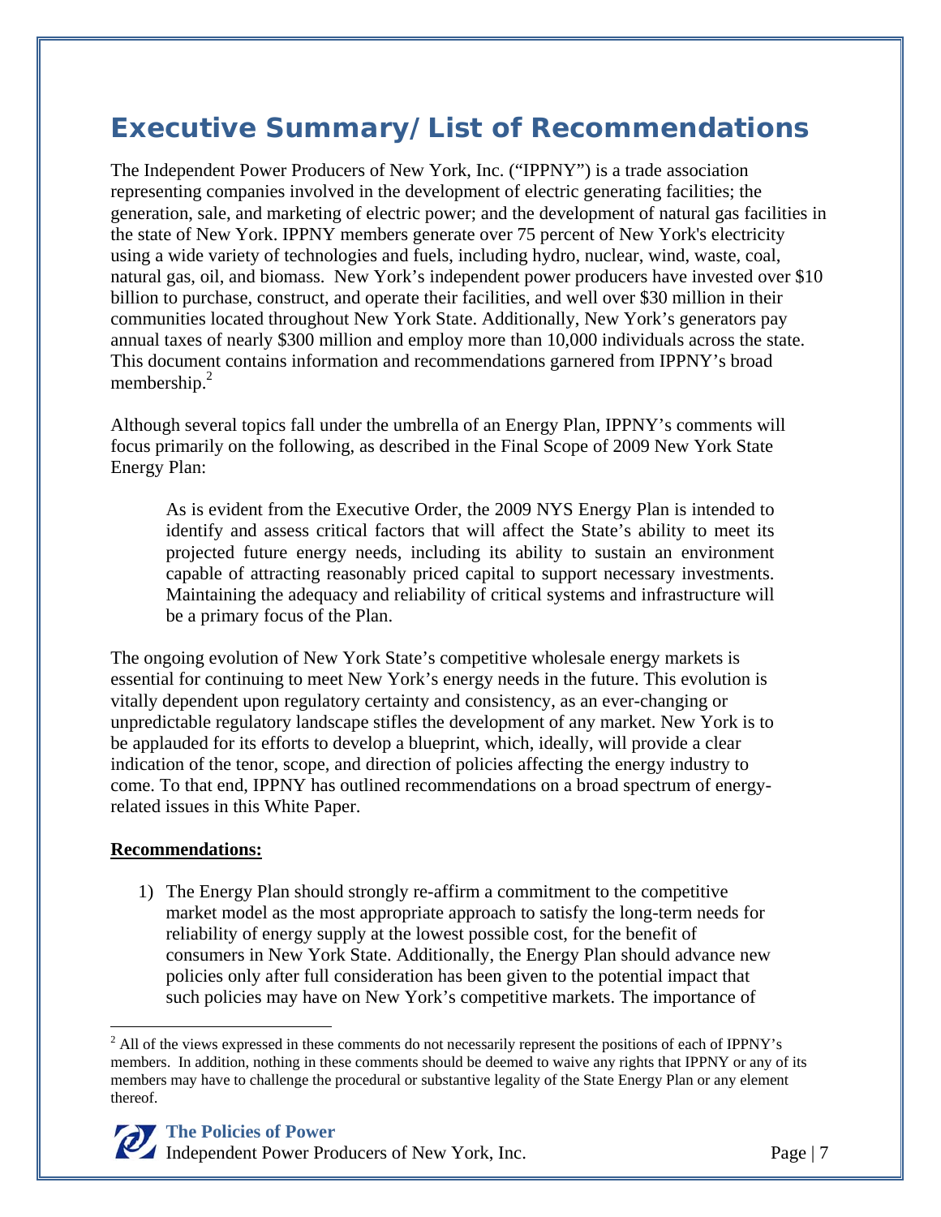# Executive Summary/List of Recommendations

The Independent Power Producers of New York, Inc. ("IPPNY") is a trade association representing companies involved in the development of electric generating facilities; the generation, sale, and marketing of electric power; and the development of natural gas facilities in the state of New York. IPPNY members generate over 75 percent of New York's electricity using a wide variety of technologies and fuels, including hydro, nuclear, wind, waste, coal, natural gas, oil, and biomass. New York's independent power producers have invested over $10 billion to purchase, construct, and operate their facilities, and well over $30 million in their communities located throughout New York State. Additionally, New York's generators pay annual taxes of nearly $300 million and employ more than 10,000 individuals across the state. This document contains information and recommendations garnered from IPPNY's broad membership.[2]

Although several topics fall under the umbrella of an Energy Plan, IPPNY's comments will focus primarily on the following, as described in the Final Scope of 2009 New York State Energy Plan:

> As is evident from the Executive Order, the 2009 NYS Energy Plan is intended to identify and assess critical factors that will affect the State's ability to meet its projected future energy needs, including its ability to sustain an environment capable of attracting reasonably priced capital to support necessary investments. Maintaining the adequacy and reliability of critical systems and infrastructure will be a primary focus of the Plan.

The ongoing evolution of New York State's competitive wholesale energy markets is essential for continuing to meet New York's energy needs in the future. This evolution is vitally dependent upon regulatory certainty and consistency, as an ever-changing or unpredictable regulatory landscape stifles the development of any market. New York is to be applauded for its efforts to develop a blueprint, which, ideally, will provide a clear indication of the tenor, scope, and direction of policies affecting the energy industry to come. To that end, IPPNY has outlined recommendations on a broad spectrum of energy-related issues in this White Paper.

**Recommendations:**

1) The Energy Plan should strongly re-affirm a commitment to the competitive market model as the most appropriate approach to satisfy the long-term needs for reliability of energy supply at the lowest possible cost, for the benefit of consumers in New York State. Additionally, the Energy Plan should advance new policies only after full consideration has been given to the potential impact that such policies may have on New York's competitive markets. The importance of

---

[2] All of the views expressed in these comments do not necessarily represent the positions of each of IPPNY's members. In addition, nothing in these comments should be deemed to waive any rights that IPPNY or any of its members may have to challenge the procedural or substantive legality of the State Energy Plan or any element thereof.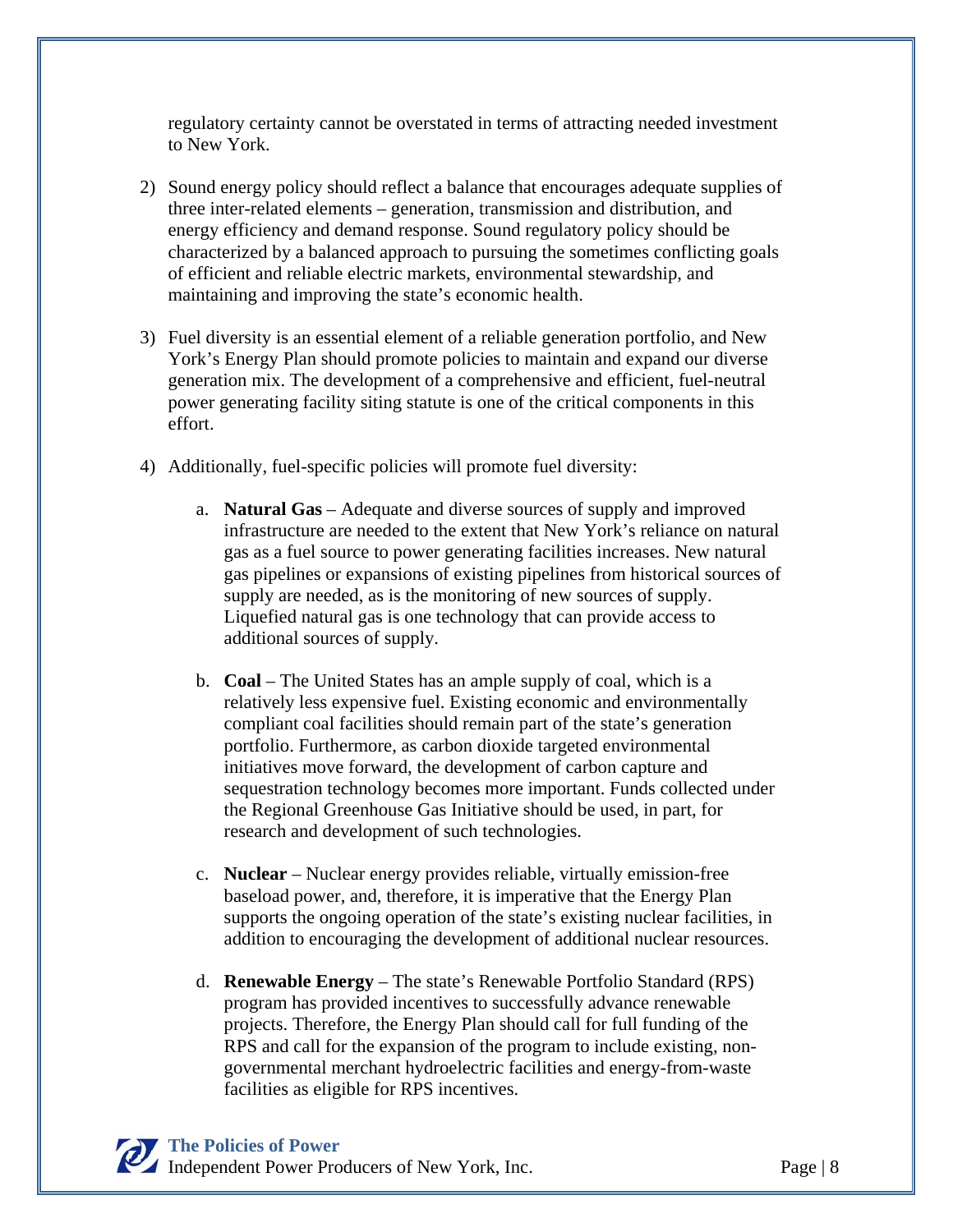regulatory certainty cannot be overstated in terms of attracting needed investment to New York.

2) Sound energy policy should reflect a balance that encourages adequate supplies of three inter-related elements – generation, transmission and distribution, and energy efficiency and demand response. Sound regulatory policy should be characterized by a balanced approach to pursuing the sometimes conflicting goals of efficient and reliable electric markets, environmental stewardship, and maintaining and improving the state's economic health.

3) Fuel diversity is an essential element of a reliable generation portfolio, and New York's Energy Plan should promote policies to maintain and expand our diverse generation mix. The development of a comprehensive and efficient, fuel-neutral power generating facility siting statute is one of the critical components in this effort.

4) Additionally, fuel-specific policies will promote fuel diversity:

   a. **Natural Gas** – Adequate and diverse sources of supply and improved infrastructure are needed to the extent that New York's reliance on natural gas as a fuel source to power generating facilities increases. New natural gas pipelines or expansions of existing pipelines from historical sources of supply are needed, as is the monitoring of new sources of supply. Liquefied natural gas is one technology that can provide access to additional sources of supply.

   b. **Coal** – The United States has an ample supply of coal, which is a relatively less expensive fuel. Existing economic and environmentally compliant coal facilities should remain part of the state's generation portfolio. Furthermore, as carbon dioxide targeted environmental initiatives move forward, the development of carbon capture and sequestration technology becomes more important. Funds collected under the Regional Greenhouse Gas Initiative should be used, in part, for research and development of such technologies.

   c. **Nuclear** – Nuclear energy provides reliable, virtually emission-free baseload power, and, therefore, it is imperative that the Energy Plan supports the ongoing operation of the state's existing nuclear facilities, in addition to encouraging the development of additional nuclear resources.

   d. **Renewable Energy** – The state's Renewable Portfolio Standard (RPS) program has provided incentives to successfully advance renewable projects. Therefore, the Energy Plan should call for full funding of the RPS and call for the expansion of the program to include existing, non-governmental merchant hydroelectric facilities and energy-from-waste facilities as eligible for RPS incentives.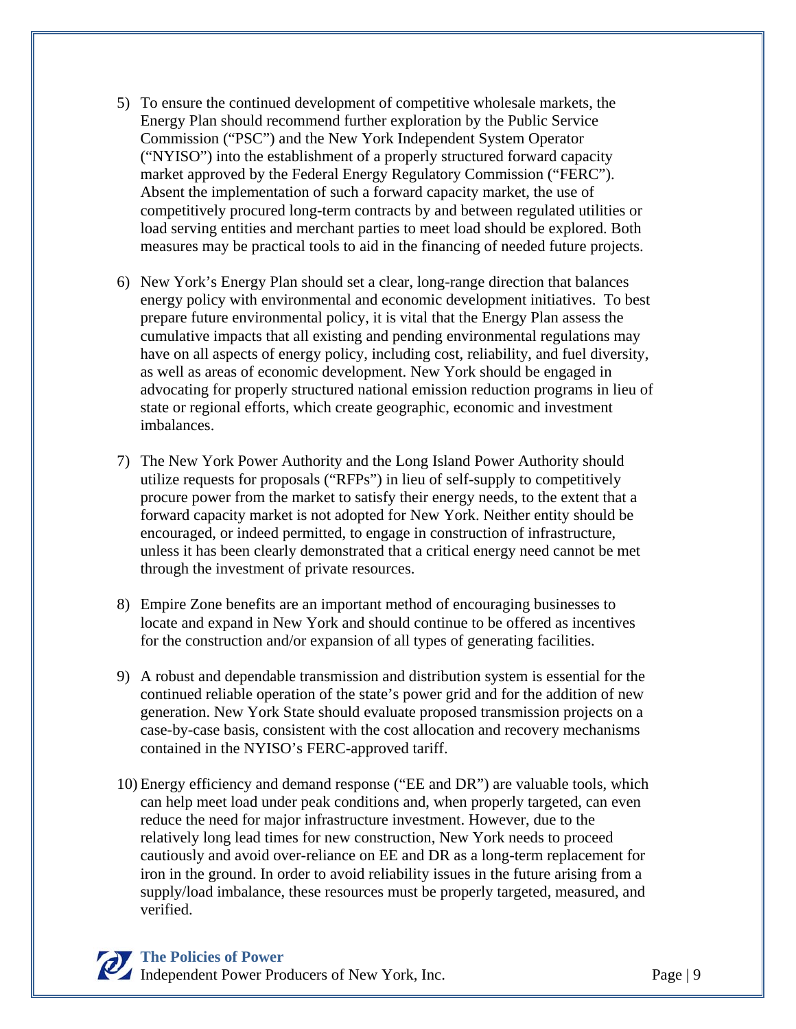5) To ensure the continued development of competitive wholesale markets, the Energy Plan should recommend further exploration by the Public Service Commission ("PSC") and the New York Independent System Operator ("NYISO") into the establishment of a properly structured forward capacity market approved by the Federal Energy Regulatory Commission ("FERC"). Absent the implementation of such a forward capacity market, the use of competitively procured long-term contracts by and between regulated utilities or load serving entities and merchant parties to meet load should be explored. Both measures may be practical tools to aid in the financing of needed future projects.

6) New York's Energy Plan should set a clear, long-range direction that balances energy policy with environmental and economic development initiatives. To best prepare future environmental policy, it is vital that the Energy Plan assess the cumulative impacts that all existing and pending environmental regulations may have on all aspects of energy policy, including cost, reliability, and fuel diversity, as well as areas of economic development. New York should be engaged in advocating for properly structured national emission reduction programs in lieu of state or regional efforts, which create geographic, economic and investment imbalances.

7) The New York Power Authority and the Long Island Power Authority should utilize requests for proposals ("RFPs") in lieu of self-supply to competitively procure power from the market to satisfy their energy needs, to the extent that a forward capacity market is not adopted for New York. Neither entity should be encouraged, or indeed permitted, to engage in construction of infrastructure, unless it has been clearly demonstrated that a critical energy need cannot be met through the investment of private resources.

8) Empire Zone benefits are an important method of encouraging businesses to locate and expand in New York and should continue to be offered as incentives for the construction and/or expansion of all types of generating facilities.

9) A robust and dependable transmission and distribution system is essential for the continued reliable operation of the state's power grid and for the addition of new generation. New York State should evaluate proposed transmission projects on a case-by-case basis, consistent with the cost allocation and recovery mechanisms contained in the NYISO's FERC-approved tariff.

10) Energy efficiency and demand response ("EE and DR") are valuable tools, which can help meet load under peak conditions and, when properly targeted, can even reduce the need for major infrastructure investment. However, due to the relatively long lead times for new construction, New York needs to proceed cautiously and avoid over-reliance on EE and DR as a long-term replacement for iron in the ground. In order to avoid reliability issues in the future arising from a supply/load imbalance, these resources must be properly targeted, measured, and verified.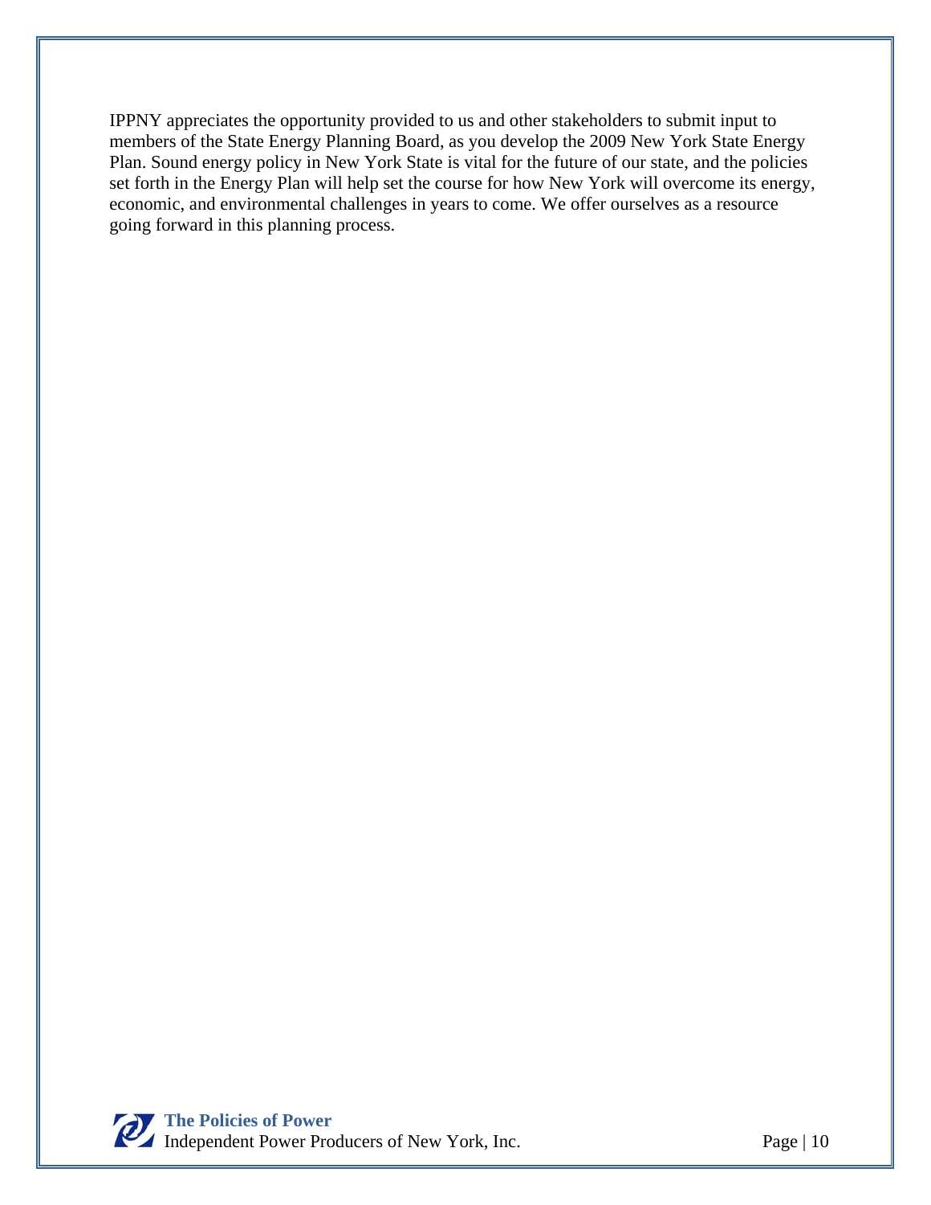IPPNY appreciates the opportunity provided to us and other stakeholders to submit input to members of the State Energy Planning Board, as you develop the 2009 New York State Energy Plan. Sound energy policy in New York State is vital for the future of our state, and the policies set forth in the Energy Plan will help set the course for how New York will overcome its energy, economic, and environmental challenges in years to come. We offer ourselves as a resource going forward in this planning process.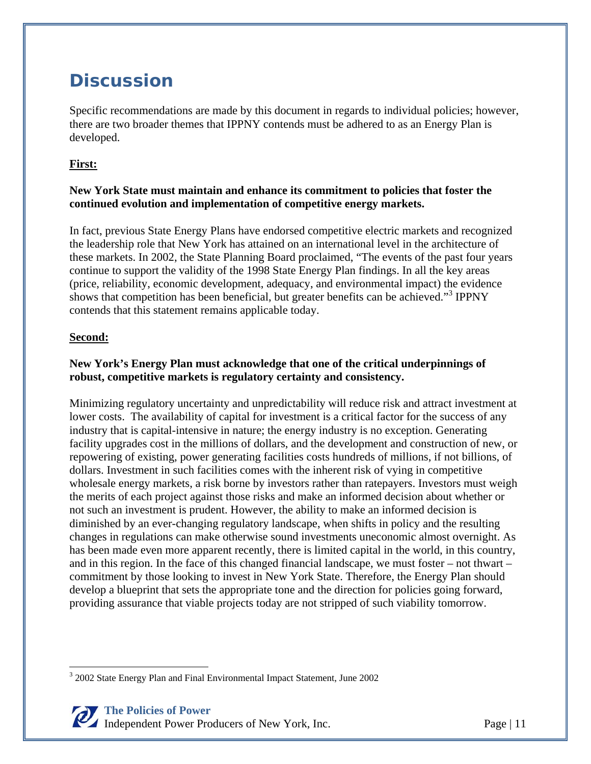# Discussion

Specific recommendations are made by this document in regards to individual policies; however, there are two broader themes that IPPNY contends must be adhered to as an Energy Plan is developed.

**First:**

**New York State must maintain and enhance its commitment to policies that foster the continued evolution and implementation of competitive energy markets.**

In fact, previous State Energy Plans have endorsed competitive electric markets and recognized the leadership role that New York has attained on an international level in the architecture of these markets. In 2002, the State Planning Board proclaimed, "The events of the past four years continue to support the validity of the 1998 State Energy Plan findings. In all the key areas (price, reliability, economic development, adequacy, and environmental impact) the evidence shows that competition has been beneficial, but greater benefits can be achieved."[3] IPPNY contends that this statement remains applicable today.

**Second:**

**New York's Energy Plan must acknowledge that one of the critical underpinnings of robust, competitive markets is regulatory certainty and consistency.**

Minimizing regulatory uncertainty and unpredictability will reduce risk and attract investment at lower costs. The availability of capital for investment is a critical factor for the success of any industry that is capital-intensive in nature; the energy industry is no exception. Generating facility upgrades cost in the millions of dollars, and the development and construction of new, or repowering of existing, power generating facilities costs hundreds of millions, if not billions, of dollars. Investment in such facilities comes with the inherent risk of vying in competitive wholesale energy markets, a risk borne by investors rather than ratepayers. Investors must weigh the merits of each project against those risks and make an informed decision about whether or not such an investment is prudent. However, the ability to make an informed decision is diminished by an ever-changing regulatory landscape, when shifts in policy and the resulting changes in regulations can make otherwise sound investments uneconomic almost overnight. As has been made even more apparent recently, there is limited capital in the world, in this country, and in this region. In the face of this changed financial landscape, we must foster – not thwart – commitment by those looking to invest in New York State. Therefore, the Energy Plan should develop a blueprint that sets the appropriate tone and the direction for policies going forward, providing assurance that viable projects today are not stripped of such viability tomorrow.

[3] 2002 State Energy Plan and Final Environmental Impact Statement, June 2002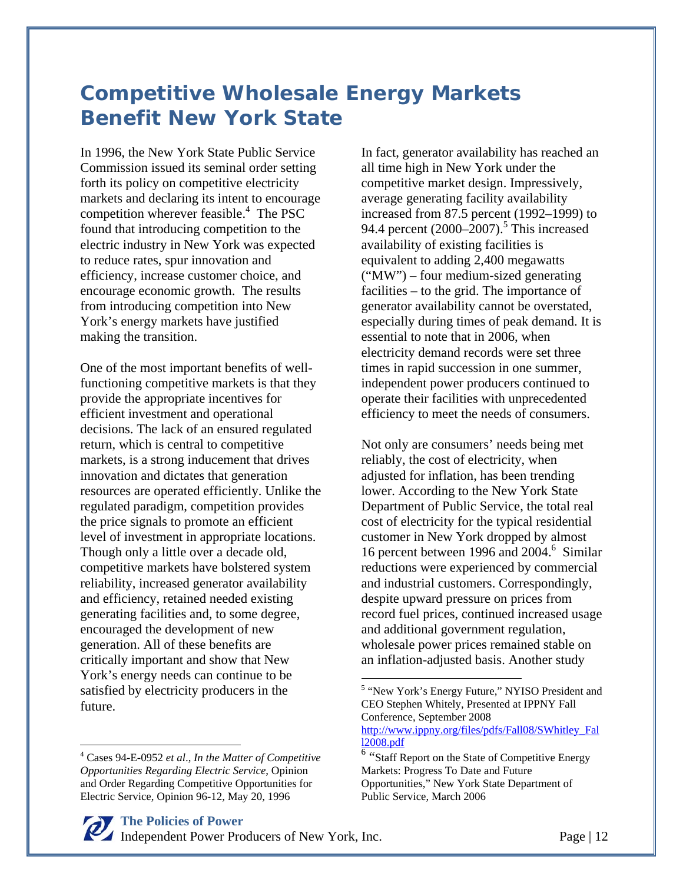# Competitive Wholesale Energy Markets Benefit New York State

In 1996, the New York State Public Service Commission issued its seminal order setting forth its policy on competitive electricity markets and declaring its intent to encourage competition wherever feasible.[4] The PSC found that introducing competition to the electric industry in New York was expected to reduce rates, spur innovation and efficiency, increase customer choice, and encourage economic growth. The results from introducing competition into New York's energy markets have justified making the transition.

One of the most important benefits of well-functioning competitive markets is that they provide the appropriate incentives for efficient investment and operational decisions. The lack of an ensured regulated return, which is central to competitive markets, is a strong inducement that drives innovation and dictates that generation resources are operated efficiently. Unlike the regulated paradigm, competition provides the price signals to promote an efficient level of investment in appropriate locations. Though only a little over a decade old, competitive markets have bolstered system reliability, increased generator availability and efficiency, retained needed existing generating facilities and, to some degree, encouraged the development of new generation. All of these benefits are critically important and show that New York's energy needs can continue to be satisfied by electricity producers in the future.

In fact, generator availability has reached an all time high in New York under the competitive market design. Impressively, average generating facility availability increased from 87.5 percent (1992–1999) to 94.4 percent (2000–2007).[5] This increased availability of existing facilities is equivalent to adding 2,400 megawatts ("MW") – four medium-sized generating facilities – to the grid. The importance of generator availability cannot be overstated, especially during times of peak demand. It is essential to note that in 2006, when electricity demand records were set three times in rapid succession in one summer, independent power producers continued to operate their facilities with unprecedented efficiency to meet the needs of consumers.

Not only are consumers' needs being met reliably, the cost of electricity, when adjusted for inflation, has been trending lower. According to the New York State Department of Public Service, the total real cost of electricity for the typical residential customer in New York dropped by almost 16 percent between 1996 and 2004.[6] Similar reductions were experienced by commercial and industrial customers. Correspondingly, despite upward pressure on prices from record fuel prices, continued increased usage and additional government regulation, wholesale power prices remained stable on an inflation-adjusted basis. Another study

---

[4] Cases 94-E-0952 *et al*., *In the Matter of Competitive Opportunities Regarding Electric Service*, Opinion and Order Regarding Competitive Opportunities for Electric Service, Opinion 96-12, May 20, 1996

[5] "New York's Energy Future," NYISO President and CEO Stephen Whitely, Presented at IPPNY Fall Conference, September 2008 http://www.ippny.org/files/pdfs/Fall08/SWhitley_Fall2008.pdf

[6] "Staff Report on the State of Competitive Energy Markets: Progress To Date and Future Opportunities," New York State Department of Public Service, March 2006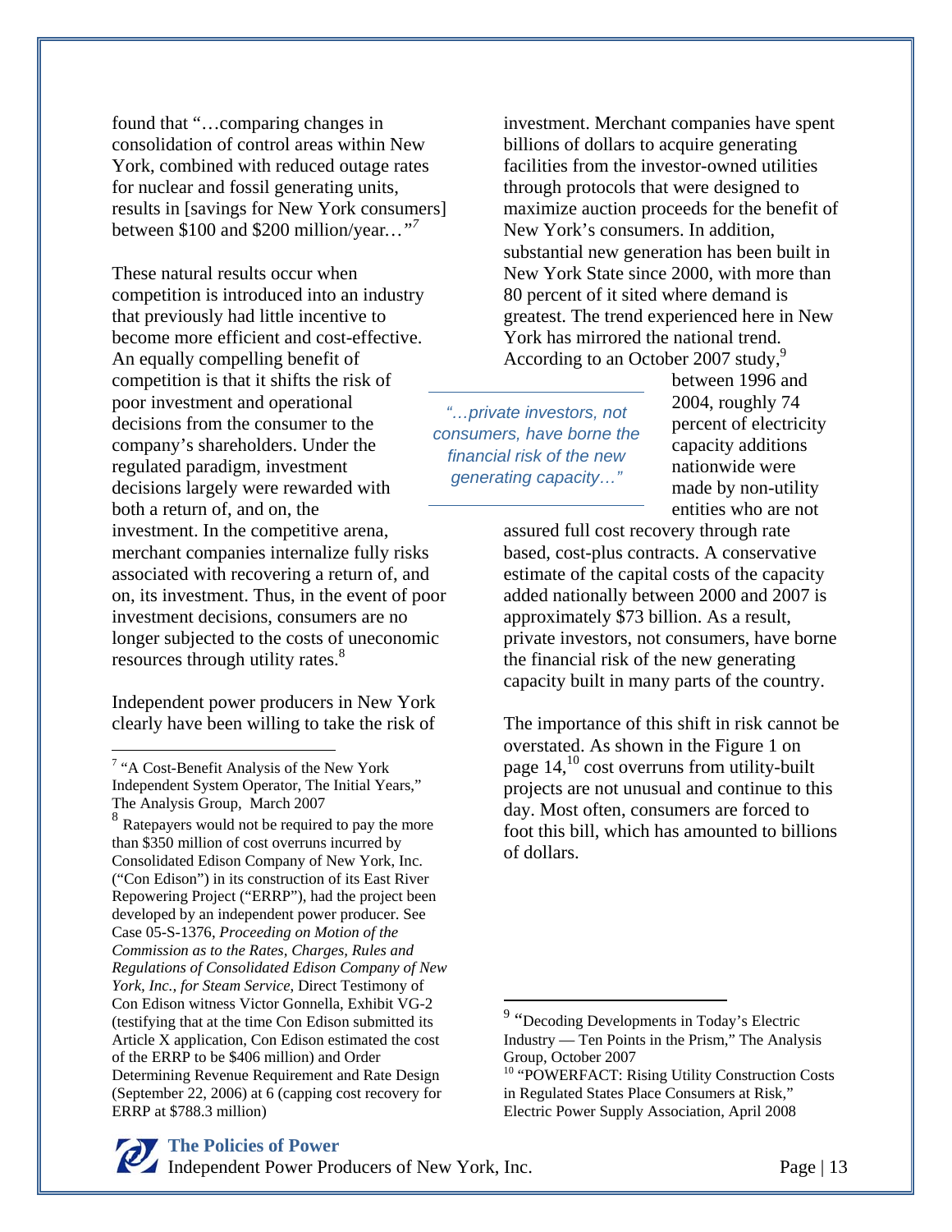found that "…comparing changes in consolidation of control areas within New York, combined with reduced outage rates for nuclear and fossil generating units, results in [savings for New York consumers] between $100 and $200 million/year…"[7]

These natural results occur when competition is introduced into an industry that previously had little incentive to become more efficient and cost-effective. An equally compelling benefit of competition is that it shifts the risk of poor investment and operational decisions from the consumer to the company's shareholders. Under the regulated paradigm, investment decisions largely were rewarded with both a return of, and on, the investment. In the competitive arena, merchant companies internalize fully risks associated with recovering a return of, and on, its investment. Thus, in the event of poor investment decisions, consumers are no longer subjected to the costs of uneconomic resources through utility rates.[8]

Independent power producers in New York clearly have been willing to take the risk of investment. Merchant companies have spent billions of dollars to acquire generating facilities from the investor-owned utilities through protocols that were designed to maximize auction proceeds for the benefit of New York's consumers. In addition, substantial new generation has been built in New York State since 2000, with more than 80 percent of it sited where demand is greatest. The trend experienced here in New York has mirrored the national trend. According to an October 2007 study,[9] between 1996 and 2004, roughly 74 percent of electricity capacity additions nationwide were made by non-utility entities who are not assured full cost recovery through rate based, cost-plus contracts. A conservative estimate of the capital costs of the capacity added nationally between 2000 and 2007 is approximately $73 billion. As a result, private investors, not consumers, have borne the financial risk of the new generating capacity built in many parts of the country.

*"…private investors, not consumers, have borne the financial risk of the new generating capacity…"*

The importance of this shift in risk cannot be overstated. As shown in the Figure 1 on page 14,[10] cost overruns from utility-built projects are not unusual and continue to this day. Most often, consumers are forced to foot this bill, which has amounted to billions of dollars.

---

[7] "A Cost-Benefit Analysis of the New York Independent System Operator, The Initial Years," The Analysis Group, March 2007

[8] Ratepayers would not be required to pay the more than $350 million of cost overruns incurred by Consolidated Edison Company of New York, Inc. ("Con Edison") in its construction of its East River Repowering Project ("ERRP"), had the project been developed by an independent power producer. See Case 05-S-1376, *Proceeding on Motion of the Commission as to the Rates, Charges, Rules and Regulations of Consolidated Edison Company of New York, Inc., for Steam Service*, Direct Testimony of Con Edison witness Victor Gonnella, Exhibit VG-2 (testifying that at the time Con Edison submitted its Article X application, Con Edison estimated the cost of the ERRP to be $406 million) and Order Determining Revenue Requirement and Rate Design (September 22, 2006) at 6 (capping cost recovery for ERRP at $788.3 million)

[9] "Decoding Developments in Today's Electric Industry — Ten Points in the Prism," The Analysis Group, October 2007

[10] "POWERFACT: Rising Utility Construction Costs in Regulated States Place Consumers at Risk," Electric Power Supply Association, April 2008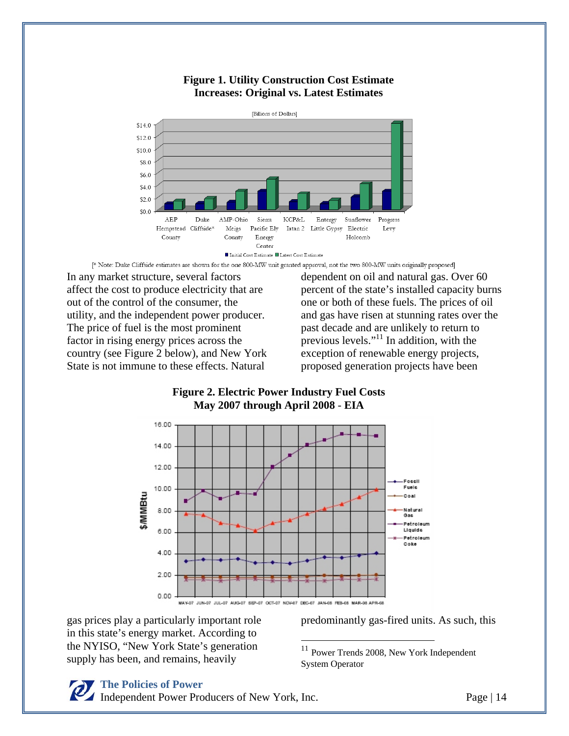**Figure 1. Utility Construction Cost Estimate Increases: Original vs. Latest Estimates**

[* Note: Duke Cliffside estimates are shown for the one 800-MW unit granted approval, not the two 800-MW units originally proposed]

In any market structure, several factors affect the cost to produce electricity that are out of the control of the consumer, the utility, and the independent power producer. The price of fuel is the most prominent factor in rising energy prices across the country (see Figure 2 below), and New York State is not immune to these effects. Natural gas prices play a particularly important role in this state's energy market. According to the NYISO, "New York State's generation supply has been, and remains, heavily dependent on oil and natural gas. Over 60 percent of the state's installed capacity burns one or both of these fuels. The prices of oil and gas have risen at stunning rates over the past decade and are unlikely to return to previous levels."[11] In addition, with the exception of renewable energy projects, proposed generation projects have been predominantly gas-fired units. As such, this

**Figure 2. Electric Power Industry Fuel Costs May 2007 through April 2008 - EIA**

[11] Power Trends 2008, New York Independent System Operator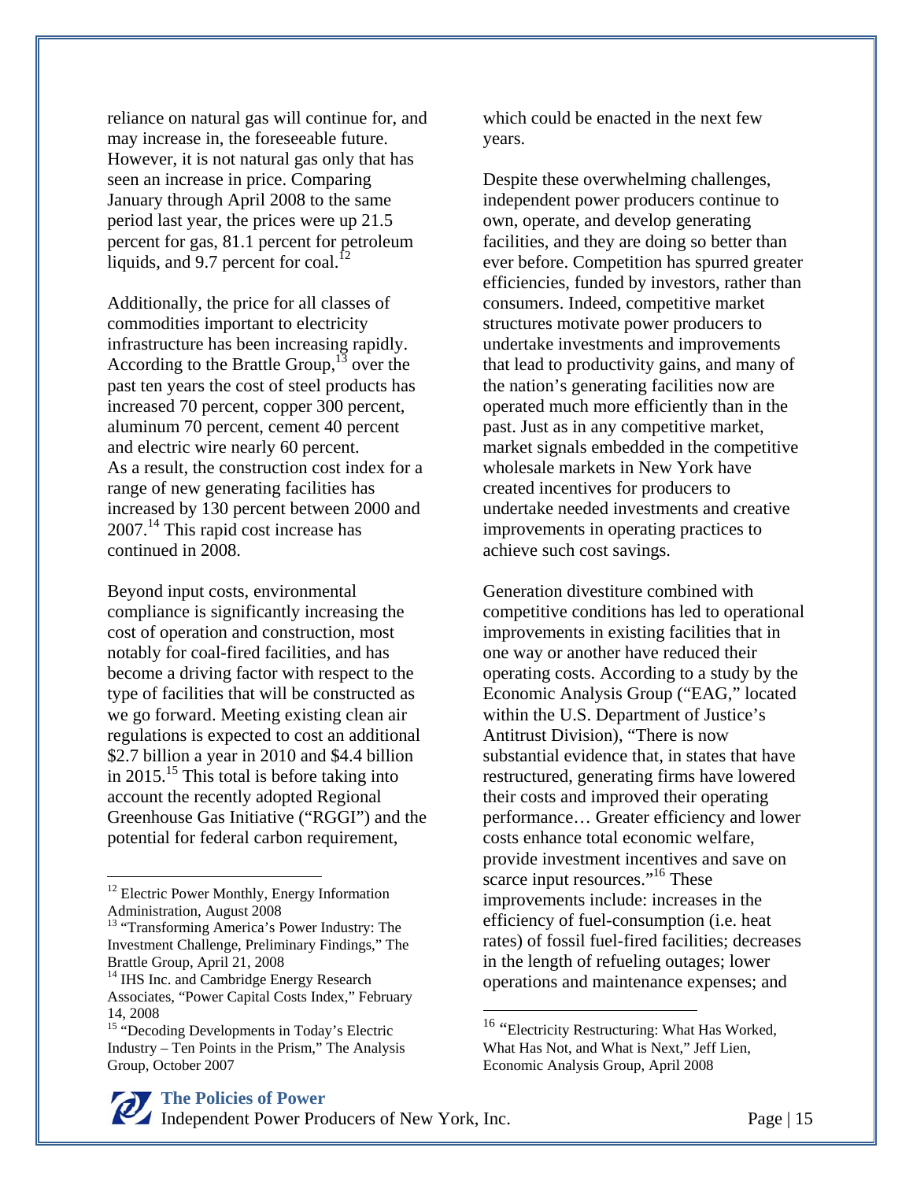reliance on natural gas will continue for, and may increase in, the foreseeable future. However, it is not natural gas only that has seen an increase in price. Comparing January through April 2008 to the same period last year, the prices were up 21.5 percent for gas, 81.1 percent for petroleum liquids, and 9.7 percent for coal.[12]

Additionally, the price for all classes of commodities important to electricity infrastructure has been increasing rapidly. According to the Brattle Group,[13] over the past ten years the cost of steel products has increased 70 percent, copper 300 percent, aluminum 70 percent, cement 40 percent and electric wire nearly 60 percent. As a result, the construction cost index for a range of new generating facilities has increased by 130 percent between 2000 and 2007.[14] This rapid cost increase has continued in 2008.

Beyond input costs, environmental compliance is significantly increasing the cost of operation and construction, most notably for coal-fired facilities, and has become a driving factor with respect to the type of facilities that will be constructed as we go forward. Meeting existing clean air regulations is expected to cost an additional $2.7 billion a year in 2010 and $4.4 billion in 2015.[15] This total is before taking into account the recently adopted Regional Greenhouse Gas Initiative ("RGGI") and the potential for federal carbon requirement, which could be enacted in the next few years.

Despite these overwhelming challenges, independent power producers continue to own, operate, and develop generating facilities, and they are doing so better than ever before. Competition has spurred greater efficiencies, funded by investors, rather than consumers. Indeed, competitive market structures motivate power producers to undertake investments and improvements that lead to productivity gains, and many of the nation's generating facilities now are operated much more efficiently than in the past. Just as in any competitive market, market signals embedded in the competitive wholesale markets in New York have created incentives for producers to undertake needed investments and creative improvements in operating practices to achieve such cost savings.

Generation divestiture combined with competitive conditions has led to operational improvements in existing facilities that in one way or another have reduced their operating costs. According to a study by the Economic Analysis Group ("EAG," located within the U.S. Department of Justice's Antitrust Division), "There is now substantial evidence that, in states that have restructured, generating firms have lowered their costs and improved their operating performance… Greater efficiency and lower costs enhance total economic welfare, provide investment incentives and save on scarce input resources."[16] These improvements include: increases in the efficiency of fuel-consumption (i.e. heat rates) of fossil fuel-fired facilities; decreases in the length of refueling outages; lower operations and maintenance expenses; and

---

[12] Electric Power Monthly, Energy Information Administration, August 2008

[13] "Transforming America's Power Industry: The Investment Challenge, Preliminary Findings," The Brattle Group, April 21, 2008

[14] IHS Inc. and Cambridge Energy Research Associates, "Power Capital Costs Index," February 14, 2008

[15] "Decoding Developments in Today's Electric Industry – Ten Points in the Prism," The Analysis Group, October 2007

[16] "Electricity Restructuring: What Has Worked, What Has Not, and What is Next," Jeff Lien, Economic Analysis Group, April 2008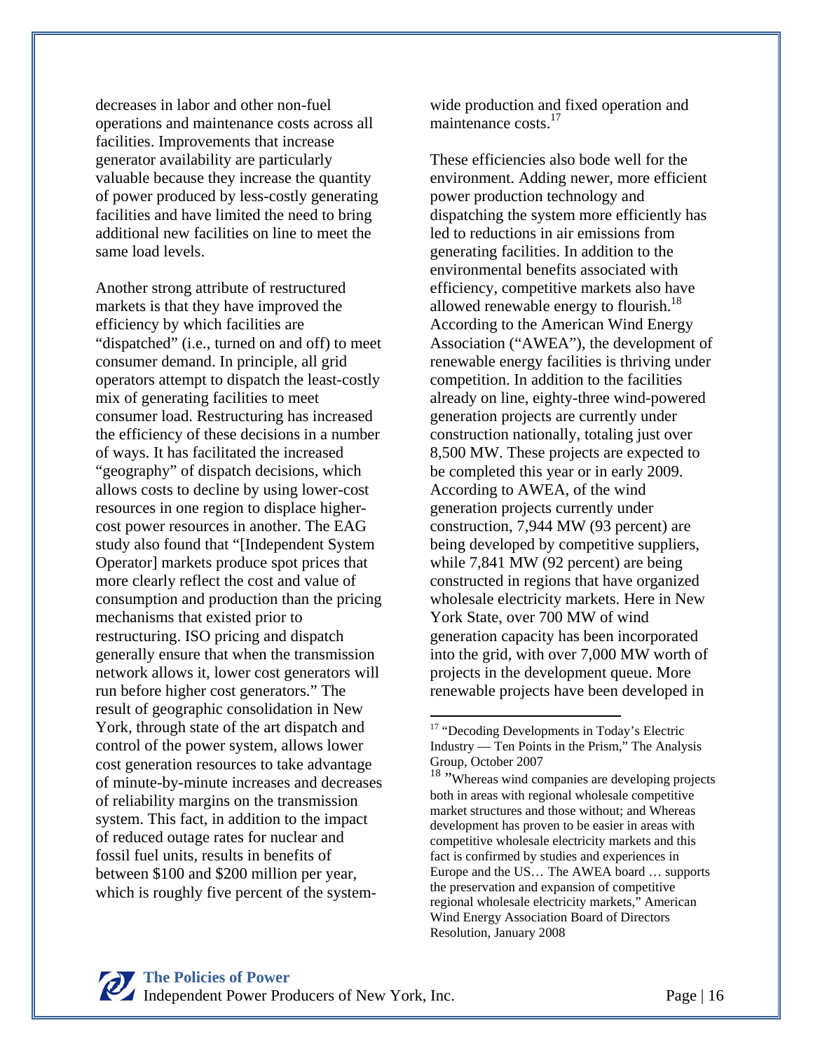decreases in labor and other non-fuel operations and maintenance costs across all facilities. Improvements that increase generator availability are particularly valuable because they increase the quantity of power produced by less-costly generating facilities and have limited the need to bring additional new facilities on line to meet the same load levels.

Another strong attribute of restructured markets is that they have improved the efficiency by which facilities are "dispatched" (i.e., turned on and off) to meet consumer demand. In principle, all grid operators attempt to dispatch the least-costly mix of generating facilities to meet consumer load. Restructuring has increased the efficiency of these decisions in a number of ways. It has facilitated the increased "geography" of dispatch decisions, which allows costs to decline by using lower-cost resources in one region to displace higher-cost power resources in another. The EAG study also found that "[Independent System Operator] markets produce spot prices that more clearly reflect the cost and value of consumption and production than the pricing mechanisms that existed prior to restructuring. ISO pricing and dispatch generally ensure that when the transmission network allows it, lower cost generators will run before higher cost generators." The result of geographic consolidation in New York, through state of the art dispatch and control of the power system, allows lower cost generation resources to take advantage of minute-by-minute increases and decreases of reliability margins on the transmission system. This fact, in addition to the impact of reduced outage rates for nuclear and fossil fuel units, results in benefits of between $100 and $200 million per year, which is roughly five percent of the system-wide production and fixed operation and maintenance costs.[17]

These efficiencies also bode well for the environment. Adding newer, more efficient power production technology and dispatching the system more efficiently has led to reductions in air emissions from generating facilities. In addition to the environmental benefits associated with efficiency, competitive markets also have allowed renewable energy to flourish.[18] According to the American Wind Energy Association ("AWEA"), the development of renewable energy facilities is thriving under competition. In addition to the facilities already on line, eighty-three wind-powered generation projects are currently under construction nationally, totaling just over 8,500 MW. These projects are expected to be completed this year or in early 2009. According to AWEA, of the wind generation projects currently under construction, 7,944 MW (93 percent) are being developed by competitive suppliers, while 7,841 MW (92 percent) are being constructed in regions that have organized wholesale electricity markets. Here in New York State, over 700 MW of wind generation capacity has been incorporated into the grid, with over 7,000 MW worth of projects in the development queue. More renewable projects have been developed in

---

[17] "Decoding Developments in Today's Electric Industry — Ten Points in the Prism," The Analysis Group, October 2007

[18] "Whereas wind companies are developing projects both in areas with regional wholesale competitive market structures and those without; and Whereas development has proven to be easier in areas with competitive wholesale electricity markets and this fact is confirmed by studies and experiences in Europe and the US… The AWEA board … supports the preservation and expansion of competitive regional wholesale electricity markets," American Wind Energy Association Board of Directors Resolution, January 2008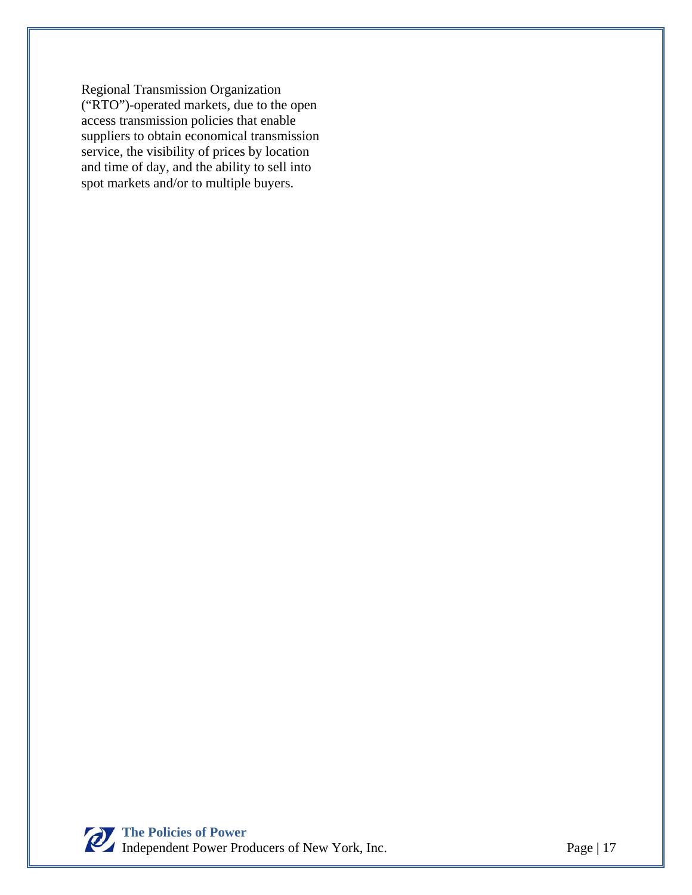Regional Transmission Organization ("RTO")-operated markets, due to the open access transmission policies that enable suppliers to obtain economical transmission service, the visibility of prices by location and time of day, and the ability to sell into spot markets and/or to multiple buyers.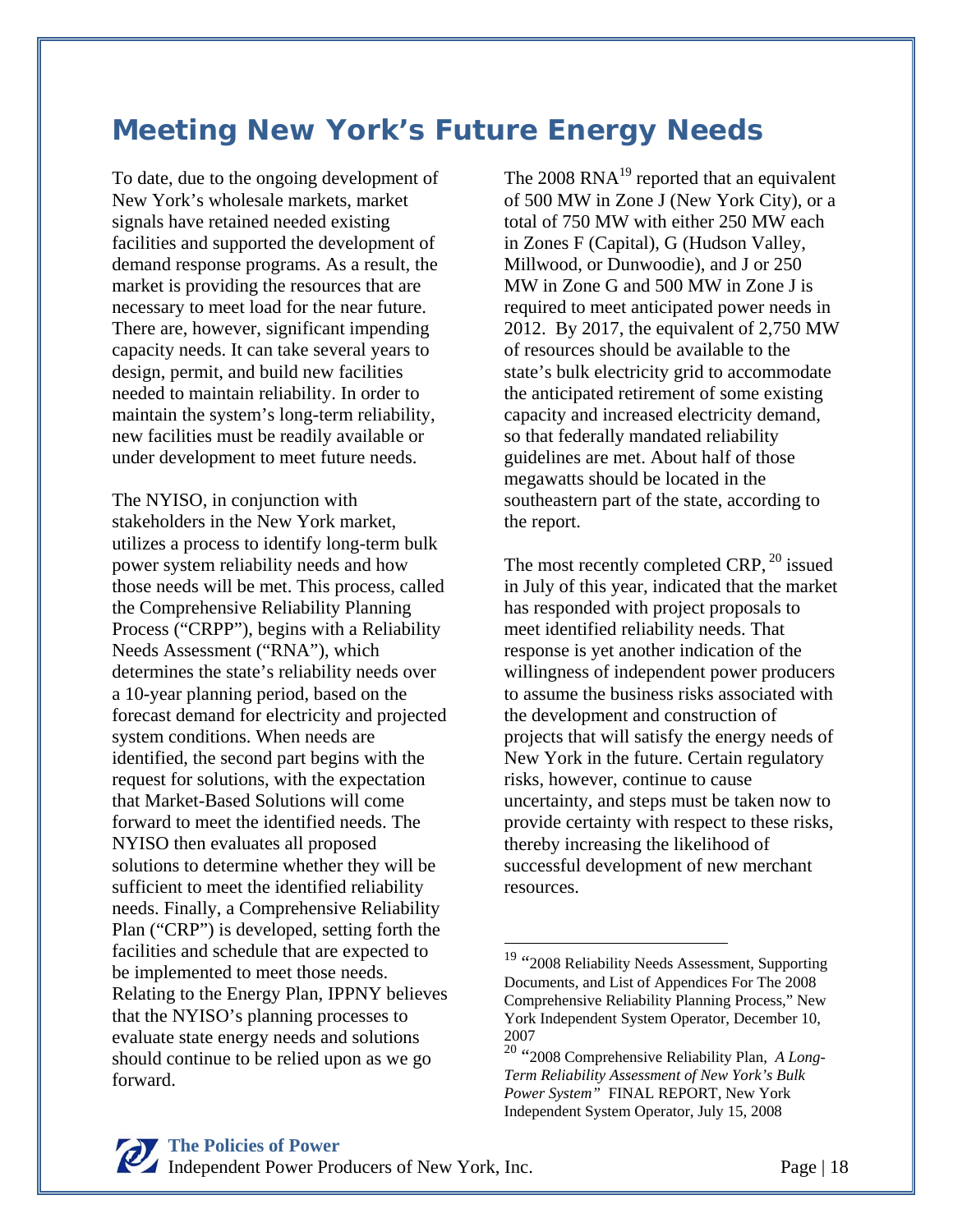# Meeting New York's Future Energy Needs

To date, due to the ongoing development of New York's wholesale markets, market signals have retained needed existing facilities and supported the development of demand response programs. As a result, the market is providing the resources that are necessary to meet load for the near future. There are, however, significant impending capacity needs. It can take several years to design, permit, and build new facilities needed to maintain reliability. In order to maintain the system's long-term reliability, new facilities must be readily available or under development to meet future needs.

The NYISO, in conjunction with stakeholders in the New York market, utilizes a process to identify long-term bulk power system reliability needs and how those needs will be met. This process, called the Comprehensive Reliability Planning Process ("CRPP"), begins with a Reliability Needs Assessment ("RNA"), which determines the state's reliability needs over a 10-year planning period, based on the forecast demand for electricity and projected system conditions. When needs are identified, the second part begins with the request for solutions, with the expectation that Market-Based Solutions will come forward to meet the identified needs. The NYISO then evaluates all proposed solutions to determine whether they will be sufficient to meet the identified reliability needs. Finally, a Comprehensive Reliability Plan ("CRP") is developed, setting forth the facilities and schedule that are expected to be implemented to meet those needs. Relating to the Energy Plan, IPPNY believes that the NYISO's planning processes to evaluate state energy needs and solutions should continue to be relied upon as we go forward.

The 2008 RNA[19] reported that an equivalent of 500 MW in Zone J (New York City), or a total of 750 MW with either 250 MW each in Zones F (Capital), G (Hudson Valley, Millwood, or Dunwoodie), and J or 250 MW in Zone G and 500 MW in Zone J is required to meet anticipated power needs in 2012. By 2017, the equivalent of 2,750 MW of resources should be available to the state's bulk electricity grid to accommodate the anticipated retirement of some existing capacity and increased electricity demand, so that federally mandated reliability guidelines are met. About half of those megawatts should be located in the southeastern part of the state, according to the report.

The most recently completed CRP,[20] issued in July of this year, indicated that the market has responded with project proposals to meet identified reliability needs. That response is yet another indication of the willingness of independent power producers to assume the business risks associated with the development and construction of projects that will satisfy the energy needs of New York in the future. Certain regulatory risks, however, continue to cause uncertainty, and steps must be taken now to provide certainty with respect to these risks, thereby increasing the likelihood of successful development of new merchant resources.

---

[19] "2008 Reliability Needs Assessment, Supporting Documents, and List of Appendices For The 2008 Comprehensive Reliability Planning Process," New York Independent System Operator, December 10, 2007

[20] "2008 Comprehensive Reliability Plan, *A Long-Term Reliability Assessment of New York's Bulk Power System"* FINAL REPORT, New York Independent System Operator, July 15, 2008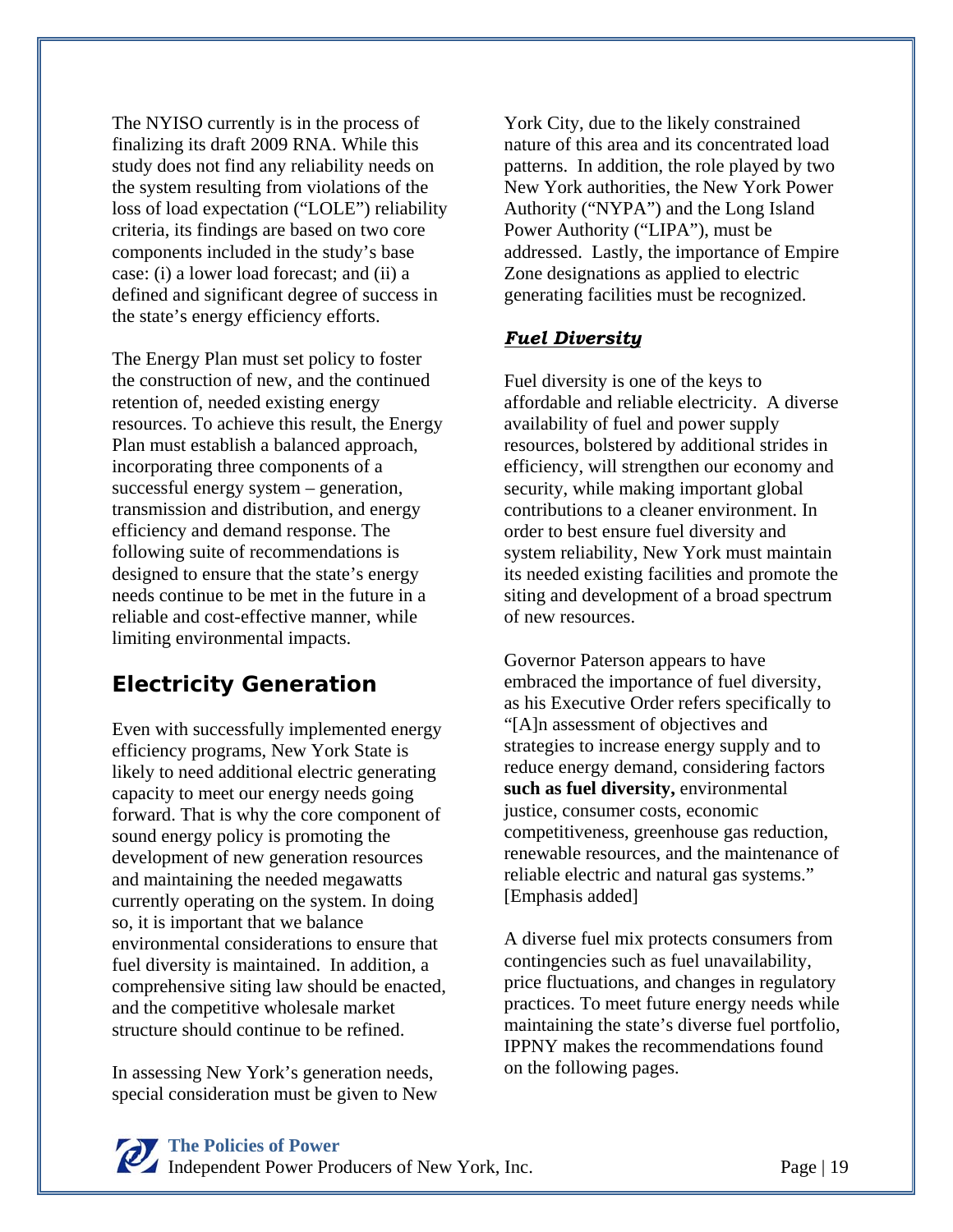The NYISO currently is in the process of finalizing its draft 2009 RNA. While this study does not find any reliability needs on the system resulting from violations of the loss of load expectation ("LOLE") reliability criteria, its findings are based on two core components included in the study's base case: (i) a lower load forecast; and (ii) a defined and significant degree of success in the state's energy efficiency efforts.

The Energy Plan must set policy to foster the construction of new, and the continued retention of, needed existing energy resources. To achieve this result, the Energy Plan must establish a balanced approach, incorporating three components of a successful energy system – generation, transmission and distribution, and energy efficiency and demand response. The following suite of recommendations is designed to ensure that the state's energy needs continue to be met in the future in a reliable and cost-effective manner, while limiting environmental impacts.

## Electricity Generation

Even with successfully implemented energy efficiency programs, New York State is likely to need additional electric generating capacity to meet our energy needs going forward. That is why the core component of sound energy policy is promoting the development of new generation resources and maintaining the needed megawatts currently operating on the system. In doing so, it is important that we balance environmental considerations to ensure that fuel diversity is maintained. In addition, a comprehensive siting law should be enacted, and the competitive wholesale market structure should continue to be refined.

In assessing New York's generation needs, special consideration must be given to New York City, due to the likely constrained nature of this area and its concentrated load patterns. In addition, the role played by two New York authorities, the New York Power Authority ("NYPA") and the Long Island Power Authority ("LIPA"), must be addressed. Lastly, the importance of Empire Zone designations as applied to electric generating facilities must be recognized.

### ***Fuel Diversity***

Fuel diversity is one of the keys to affordable and reliable electricity. A diverse availability of fuel and power supply resources, bolstered by additional strides in efficiency, will strengthen our economy and security, while making important global contributions to a cleaner environment. In order to best ensure fuel diversity and system reliability, New York must maintain its needed existing facilities and promote the siting and development of a broad spectrum of new resources.

Governor Paterson appears to have embraced the importance of fuel diversity, as his Executive Order refers specifically to "[A]n assessment of objectives and strategies to increase energy supply and to reduce energy demand, considering factors **such as fuel diversity,** environmental justice, consumer costs, economic competitiveness, greenhouse gas reduction, renewable resources, and the maintenance of reliable electric and natural gas systems." [Emphasis added]

A diverse fuel mix protects consumers from contingencies such as fuel unavailability, price fluctuations, and changes in regulatory practices. To meet future energy needs while maintaining the state's diverse fuel portfolio, IPPNY makes the recommendations found on the following pages.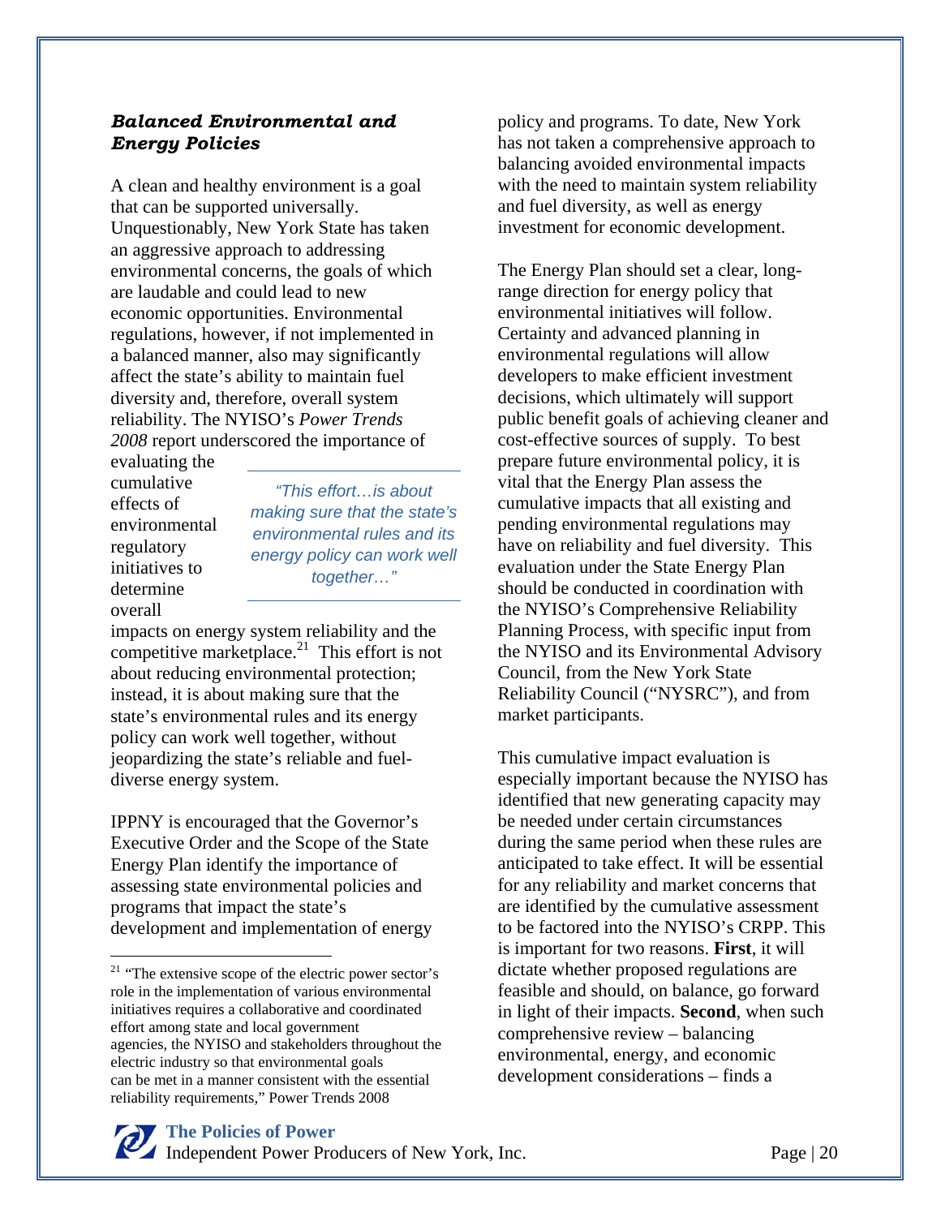### ***Balanced Environmental and Energy Policies***

A clean and healthy environment is a goal that can be supported universally. Unquestionably, New York State has taken an aggressive approach to addressing environmental concerns, the goals of which are laudable and could lead to new economic opportunities. Environmental regulations, however, if not implemented in a balanced manner, also may significantly affect the state's ability to maintain fuel diversity and, therefore, overall system reliability. The NYISO's *Power Trends 2008* report underscored the importance of evaluating the cumulative effects of environmental regulatory initiatives to determine overall impacts on energy system reliability and the competitive marketplace.[21] This effort is not about reducing environmental protection; instead, it is about making sure that the state's environmental rules and its energy policy can work well together, without jeopardizing the state's reliable and fuel-diverse energy system.

> *"This effort…is about making sure that the state's environmental rules and its energy policy can work well together…"*

IPPNY is encouraged that the Governor's Executive Order and the Scope of the State Energy Plan identify the importance of assessing state environmental policies and programs that impact the state's development and implementation of energy policy and programs. To date, New York has not taken a comprehensive approach to balancing avoided environmental impacts with the need to maintain system reliability and fuel diversity, as well as energy investment for economic development.

The Energy Plan should set a clear, long-range direction for energy policy that environmental initiatives will follow. Certainty and advanced planning in environmental regulations will allow developers to make efficient investment decisions, which ultimately will support public benefit goals of achieving cleaner and cost-effective sources of supply. To best prepare future environmental policy, it is vital that the Energy Plan assess the cumulative impacts that all existing and pending environmental regulations may have on reliability and fuel diversity. This evaluation under the State Energy Plan should be conducted in coordination with the NYISO's Comprehensive Reliability Planning Process, with specific input from the NYISO and its Environmental Advisory Council, from the New York State Reliability Council ("NYSRC"), and from market participants.

This cumulative impact evaluation is especially important because the NYISO has identified that new generating capacity may be needed under certain circumstances during the same period when these rules are anticipated to take effect. It will be essential for any reliability and market concerns that are identified by the cumulative assessment to be factored into the NYISO's CRPP. This is important for two reasons. **First**, it will dictate whether proposed regulations are feasible and should, on balance, go forward in light of their impacts. **Second**, when such comprehensive review – balancing environmental, energy, and economic development considerations – finds a

---

[21] "The extensive scope of the electric power sector's role in the implementation of various environmental initiatives requires a collaborative and coordinated effort among state and local government agencies, the NYISO and stakeholders throughout the electric industry so that environmental goals can be met in a manner consistent with the essential reliability requirements," Power Trends 2008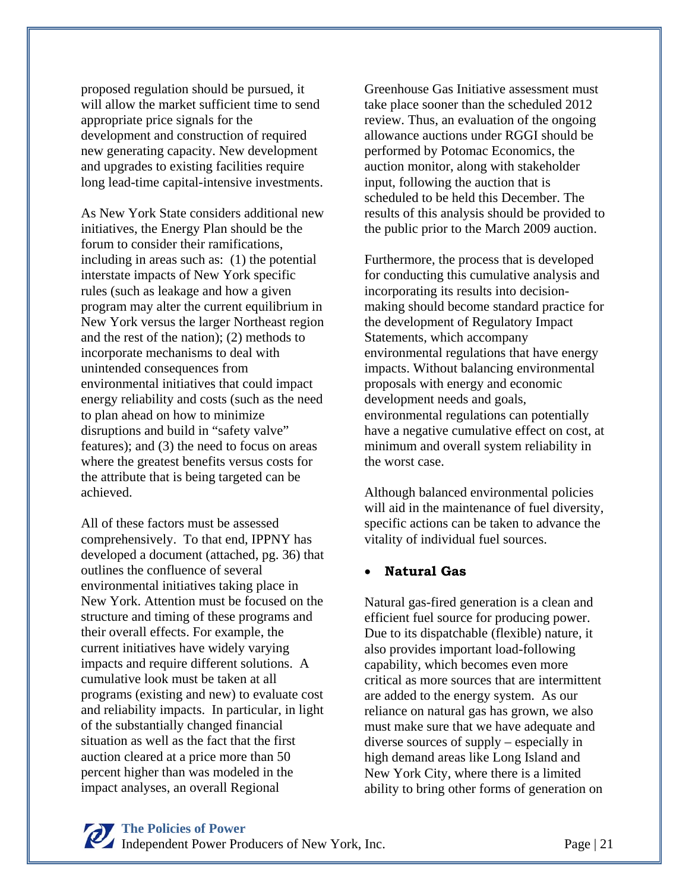proposed regulation should be pursued, it will allow the market sufficient time to send appropriate price signals for the development and construction of required new generating capacity. New development and upgrades to existing facilities require long lead-time capital-intensive investments.

As New York State considers additional new initiatives, the Energy Plan should be the forum to consider their ramifications, including in areas such as: (1) the potential interstate impacts of New York specific rules (such as leakage and how a given program may alter the current equilibrium in New York versus the larger Northeast region and the rest of the nation); (2) methods to incorporate mechanisms to deal with unintended consequences from environmental initiatives that could impact energy reliability and costs (such as the need to plan ahead on how to minimize disruptions and build in "safety valve" features); and (3) the need to focus on areas where the greatest benefits versus costs for the attribute that is being targeted can be achieved.

All of these factors must be assessed comprehensively. To that end, IPPNY has developed a document (attached, pg. 36) that outlines the confluence of several environmental initiatives taking place in New York. Attention must be focused on the structure and timing of these programs and their overall effects. For example, the current initiatives have widely varying impacts and require different solutions. A cumulative look must be taken at all programs (existing and new) to evaluate cost and reliability impacts. In particular, in light of the substantially changed financial situation as well as the fact that the first auction cleared at a price more than 50 percent higher than was modeled in the impact analyses, an overall Regional Greenhouse Gas Initiative assessment must take place sooner than the scheduled 2012 review. Thus, an evaluation of the ongoing allowance auctions under RGGI should be performed by Potomac Economics, the auction monitor, along with stakeholder input, following the auction that is scheduled to be held this December. The results of this analysis should be provided to the public prior to the March 2009 auction.

Furthermore, the process that is developed for conducting this cumulative analysis and incorporating its results into decision-making should become standard practice for the development of Regulatory Impact Statements, which accompany environmental regulations that have energy impacts. Without balancing environmental proposals with energy and economic development needs and goals, environmental regulations can potentially have a negative cumulative effect on cost, at minimum and overall system reliability in the worst case.

Although balanced environmental policies will aid in the maintenance of fuel diversity, specific actions can be taken to advance the vitality of individual fuel sources.

- **Natural Gas**

Natural gas-fired generation is a clean and efficient fuel source for producing power. Due to its dispatchable (flexible) nature, it also provides important load-following capability, which becomes even more critical as more sources that are intermittent are added to the energy system. As our reliance on natural gas has grown, we also must make sure that we have adequate and diverse sources of supply – especially in high demand areas like Long Island and New York City, where there is a limited ability to bring other forms of generation on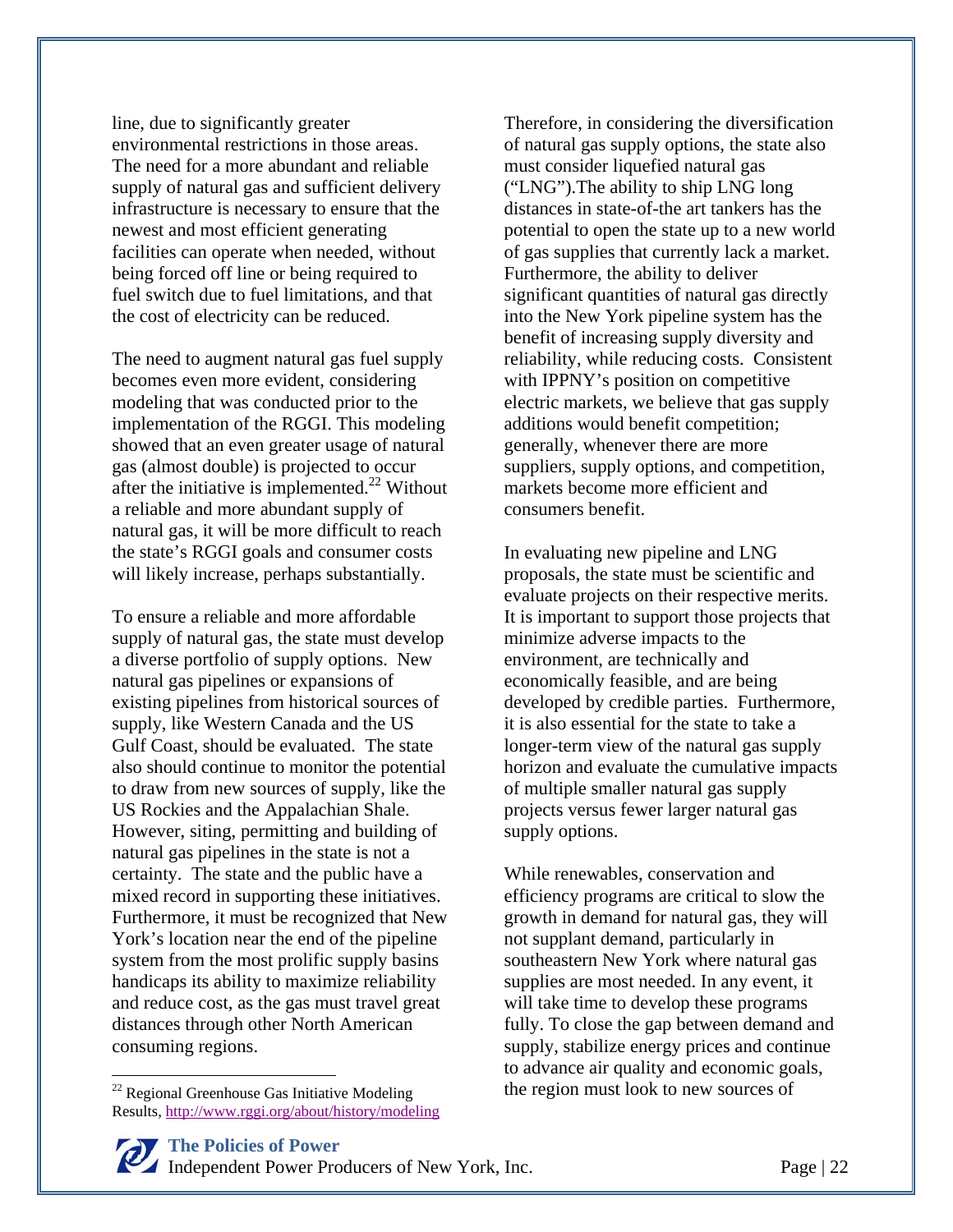line, due to significantly greater environmental restrictions in those areas. The need for a more abundant and reliable supply of natural gas and sufficient delivery infrastructure is necessary to ensure that the newest and most efficient generating facilities can operate when needed, without being forced off line or being required to fuel switch due to fuel limitations, and that the cost of electricity can be reduced.

The need to augment natural gas fuel supply becomes even more evident, considering modeling that was conducted prior to the implementation of the RGGI. This modeling showed that an even greater usage of natural gas (almost double) is projected to occur after the initiative is implemented.[22] Without a reliable and more abundant supply of natural gas, it will be more difficult to reach the state's RGGI goals and consumer costs will likely increase, perhaps substantially.

To ensure a reliable and more affordable supply of natural gas, the state must develop a diverse portfolio of supply options. New natural gas pipelines or expansions of existing pipelines from historical sources of supply, like Western Canada and the US Gulf Coast, should be evaluated. The state also should continue to monitor the potential to draw from new sources of supply, like the US Rockies and the Appalachian Shale. However, siting, permitting and building of natural gas pipelines in the state is not a certainty. The state and the public have a mixed record in supporting these initiatives. Furthermore, it must be recognized that New York's location near the end of the pipeline system from the most prolific supply basins handicaps its ability to maximize reliability and reduce cost, as the gas must travel great distances through other North American consuming regions.

Therefore, in considering the diversification of natural gas supply options, the state also must consider liquefied natural gas ("LNG").The ability to ship LNG long distances in state-of-the art tankers has the potential to open the state up to a new world of gas supplies that currently lack a market. Furthermore, the ability to deliver significant quantities of natural gas directly into the New York pipeline system has the benefit of increasing supply diversity and reliability, while reducing costs. Consistent with IPPNY's position on competitive electric markets, we believe that gas supply additions would benefit competition; generally, whenever there are more suppliers, supply options, and competition, markets become more efficient and consumers benefit.

In evaluating new pipeline and LNG proposals, the state must be scientific and evaluate projects on their respective merits. It is important to support those projects that minimize adverse impacts to the environment, are technically and economically feasible, and are being developed by credible parties. Furthermore, it is also essential for the state to take a longer-term view of the natural gas supply horizon and evaluate the cumulative impacts of multiple smaller natural gas supply projects versus fewer larger natural gas supply options.

While renewables, conservation and efficiency programs are critical to slow the growth in demand for natural gas, they will not supplant demand, particularly in southeastern New York where natural gas supplies are most needed. In any event, it will take time to develop these programs fully. To close the gap between demand and supply, stabilize energy prices and continue to advance air quality and economic goals, the region must look to new sources of

---

[22] Regional Greenhouse Gas Initiative Modeling Results, http://www.rggi.org/about/history/modeling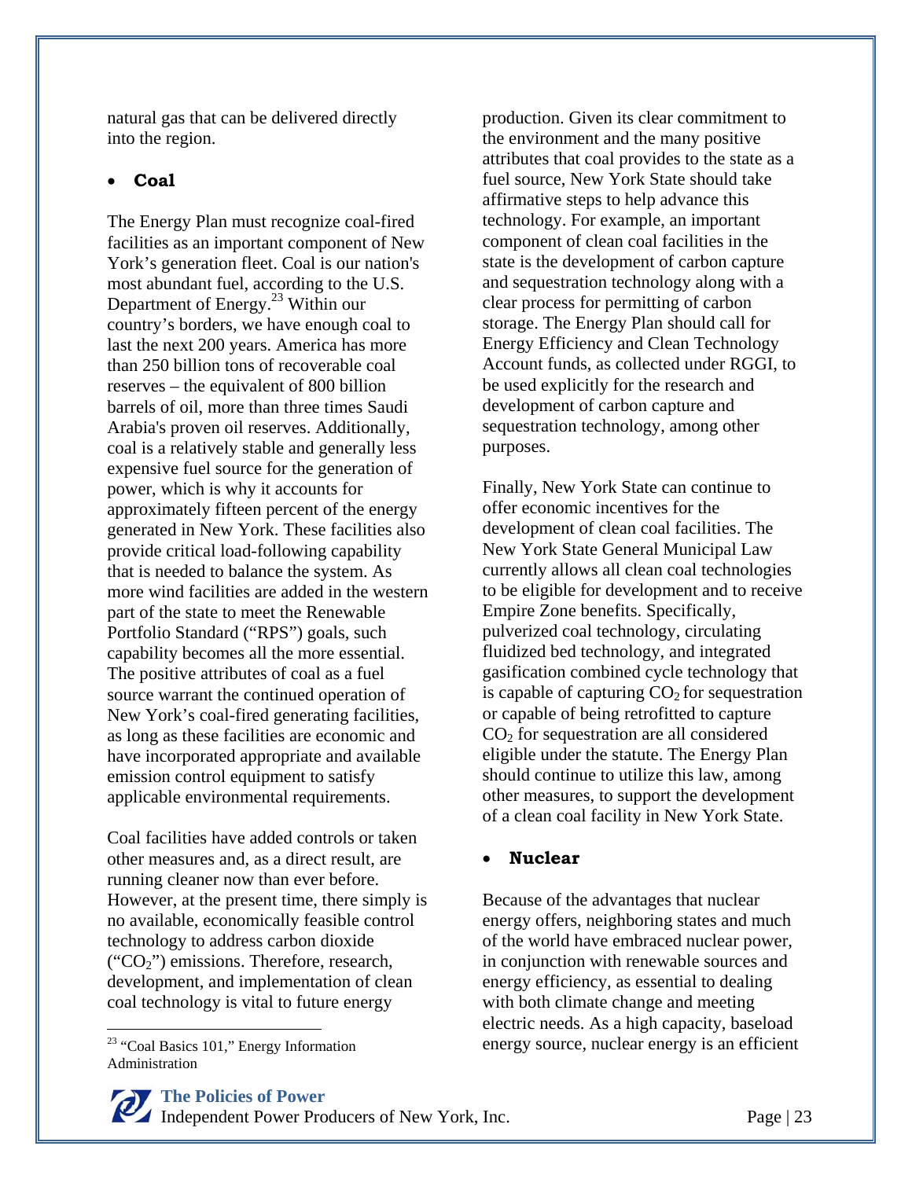natural gas that can be delivered directly into the region.

- **Coal**

The Energy Plan must recognize coal-fired facilities as an important component of New York's generation fleet. Coal is our nation's most abundant fuel, according to the U.S. Department of Energy.[23] Within our country's borders, we have enough coal to last the next 200 years. America has more than 250 billion tons of recoverable coal reserves – the equivalent of 800 billion barrels of oil, more than three times Saudi Arabia's proven oil reserves. Additionally, coal is a relatively stable and generally less expensive fuel source for the generation of power, which is why it accounts for approximately fifteen percent of the energy generated in New York. These facilities also provide critical load-following capability that is needed to balance the system. As more wind facilities are added in the western part of the state to meet the Renewable Portfolio Standard ("RPS") goals, such capability becomes all the more essential. The positive attributes of coal as a fuel source warrant the continued operation of New York's coal-fired generating facilities, as long as these facilities are economic and have incorporated appropriate and available emission control equipment to satisfy applicable environmental requirements.

Coal facilities have added controls or taken other measures and, as a direct result, are running cleaner now than ever before. However, at the present time, there simply is no available, economically feasible control technology to address carbon dioxide ("$CO_2$") emissions. Therefore, research, development, and implementation of clean coal technology is vital to future energy production. Given its clear commitment to the environment and the many positive attributes that coal provides to the state as a fuel source, New York State should take affirmative steps to help advance this technology. For example, an important component of clean coal facilities in the state is the development of carbon capture and sequestration technology along with a clear process for permitting of carbon storage. The Energy Plan should call for Energy Efficiency and Clean Technology Account funds, as collected under RGGI, to be used explicitly for the research and development of carbon capture and sequestration technology, among other purposes.

Finally, New York State can continue to offer economic incentives for the development of clean coal facilities. The New York State General Municipal Law currently allows all clean coal technologies to be eligible for development and to receive Empire Zone benefits. Specifically, pulverized coal technology, circulating fluidized bed technology, and integrated gasification combined cycle technology that is capable of capturing $CO_2$ for sequestration or capable of being retrofitted to capture $CO_2$ for sequestration are all considered eligible under the statute. The Energy Plan should continue to utilize this law, among other measures, to support the development of a clean coal facility in New York State.

- **Nuclear**

Because of the advantages that nuclear energy offers, neighboring states and much of the world have embraced nuclear power, in conjunction with renewable sources and energy efficiency, as essential to dealing with both climate change and meeting electric needs. As a high capacity, baseload energy source, nuclear energy is an efficient

---

[23] "Coal Basics 101," Energy Information Administration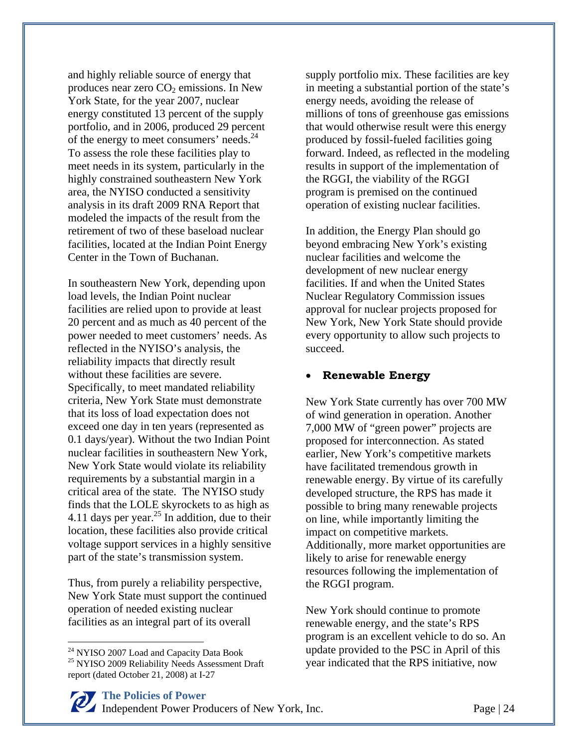and highly reliable source of energy that produces near zero $CO_2$ emissions. In New York State, for the year 2007, nuclear energy constituted 13 percent of the supply portfolio, and in 2006, produced 29 percent of the energy to meet consumers' needs.[24] To assess the role these facilities play to meet needs in its system, particularly in the highly constrained southeastern New York area, the NYISO conducted a sensitivity analysis in its draft 2009 RNA Report that modeled the impacts of the result from the retirement of two of these baseload nuclear facilities, located at the Indian Point Energy Center in the Town of Buchanan.

In southeastern New York, depending upon load levels, the Indian Point nuclear facilities are relied upon to provide at least 20 percent and as much as 40 percent of the power needed to meet customers' needs. As reflected in the NYISO's analysis, the reliability impacts that directly result without these facilities are severe. Specifically, to meet mandated reliability criteria, New York State must demonstrate that its loss of load expectation does not exceed one day in ten years (represented as 0.1 days/year). Without the two Indian Point nuclear facilities in southeastern New York, New York State would violate its reliability requirements by a substantial margin in a critical area of the state. The NYISO study finds that the LOLE skyrockets to as high as 4.11 days per year.[25] In addition, due to their location, these facilities also provide critical voltage support services in a highly sensitive part of the state's transmission system.

Thus, from purely a reliability perspective, New York State must support the continued operation of needed existing nuclear facilities as an integral part of its overall supply portfolio mix. These facilities are key in meeting a substantial portion of the state's energy needs, avoiding the release of millions of tons of greenhouse gas emissions that would otherwise result were this energy produced by fossil-fueled facilities going forward. Indeed, as reflected in the modeling results in support of the implementation of the RGGI, the viability of the RGGI program is premised on the continued operation of existing nuclear facilities.

In addition, the Energy Plan should go beyond embracing New York's existing nuclear facilities and welcome the development of new nuclear energy facilities. If and when the United States Nuclear Regulatory Commission issues approval for nuclear projects proposed for New York, New York State should provide every opportunity to allow such projects to succeed.

- **Renewable Energy**

New York State currently has over 700 MW of wind generation in operation. Another 7,000 MW of "green power" projects are proposed for interconnection. As stated earlier, New York's competitive markets have facilitated tremendous growth in renewable energy. By virtue of its carefully developed structure, the RPS has made it possible to bring many renewable projects on line, while importantly limiting the impact on competitive markets. Additionally, more market opportunities are likely to arise for renewable energy resources following the implementation of the RGGI program.

New York should continue to promote renewable energy, and the state's RPS program is an excellent vehicle to do so. An update provided to the PSC in April of this year indicated that the RPS initiative, now

---

[24] NYISO 2007 Load and Capacity Data Book

[25] NYISO 2009 Reliability Needs Assessment Draft report (dated October 21, 2008) at I-27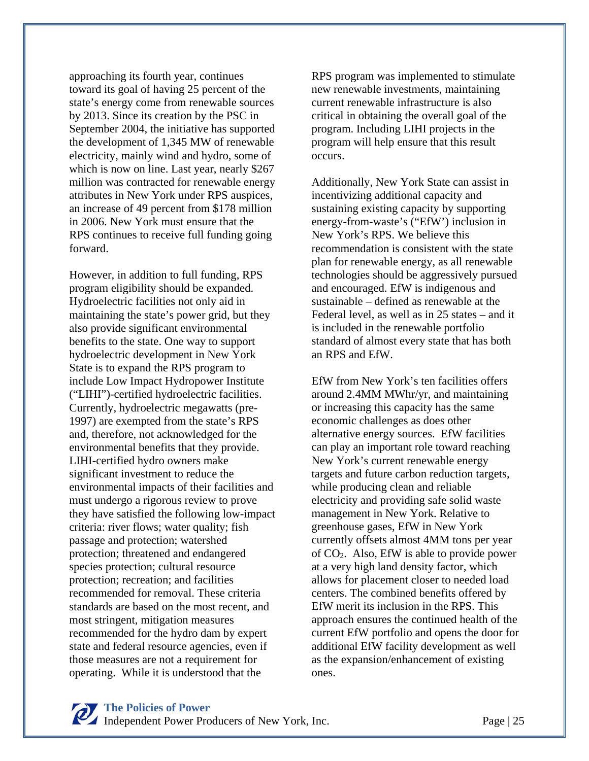approaching its fourth year, continues toward its goal of having 25 percent of the state's energy come from renewable sources by 2013. Since its creation by the PSC in September 2004, the initiative has supported the development of 1,345 MW of renewable electricity, mainly wind and hydro, some of which is now on line. Last year, nearly $267 million was contracted for renewable energy attributes in New York under RPS auspices, an increase of 49 percent from $178 million in 2006. New York must ensure that the RPS continues to receive full funding going forward.

However, in addition to full funding, RPS program eligibility should be expanded. Hydroelectric facilities not only aid in maintaining the state's power grid, but they also provide significant environmental benefits to the state. One way to support hydroelectric development in New York State is to expand the RPS program to include Low Impact Hydropower Institute ("LIHI")-certified hydroelectric facilities. Currently, hydroelectric megawatts (pre-1997) are exempted from the state's RPS and, therefore, not acknowledged for the environmental benefits that they provide. LIHI-certified hydro owners make significant investment to reduce the environmental impacts of their facilities and must undergo a rigorous review to prove they have satisfied the following low-impact criteria: river flows; water quality; fish passage and protection; watershed protection; threatened and endangered species protection; cultural resource protection; recreation; and facilities recommended for removal. These criteria standards are based on the most recent, and most stringent, mitigation measures recommended for the hydro dam by expert state and federal resource agencies, even if those measures are not a requirement for operating. While it is understood that the RPS program was implemented to stimulate new renewable investments, maintaining current renewable infrastructure is also critical in obtaining the overall goal of the program. Including LIHI projects in the program will help ensure that this result occurs.

Additionally, New York State can assist in incentivizing additional capacity and sustaining existing capacity by supporting energy-from-waste's ("EfW') inclusion in New York's RPS. We believe this recommendation is consistent with the state plan for renewable energy, as all renewable technologies should be aggressively pursued and encouraged. EfW is indigenous and sustainable – defined as renewable at the Federal level, as well as in 25 states – and it is included in the renewable portfolio standard of almost every state that has both an RPS and EfW.

EfW from New York's ten facilities offers around 2.4MM MWhr/yr, and maintaining or increasing this capacity has the same economic challenges as does other alternative energy sources. EfW facilities can play an important role toward reaching New York's current renewable energy targets and future carbon reduction targets, while producing clean and reliable electricity and providing safe solid waste management in New York. Relative to greenhouse gases, EfW in New York currently offsets almost 4MM tons per year of $CO_2$. Also, EfW is able to provide power at a very high land density factor, which allows for placement closer to needed load centers. The combined benefits offered by EfW merit its inclusion in the RPS. This approach ensures the continued health of the current EfW portfolio and opens the door for additional EfW facility development as well as the expansion/enhancement of existing ones.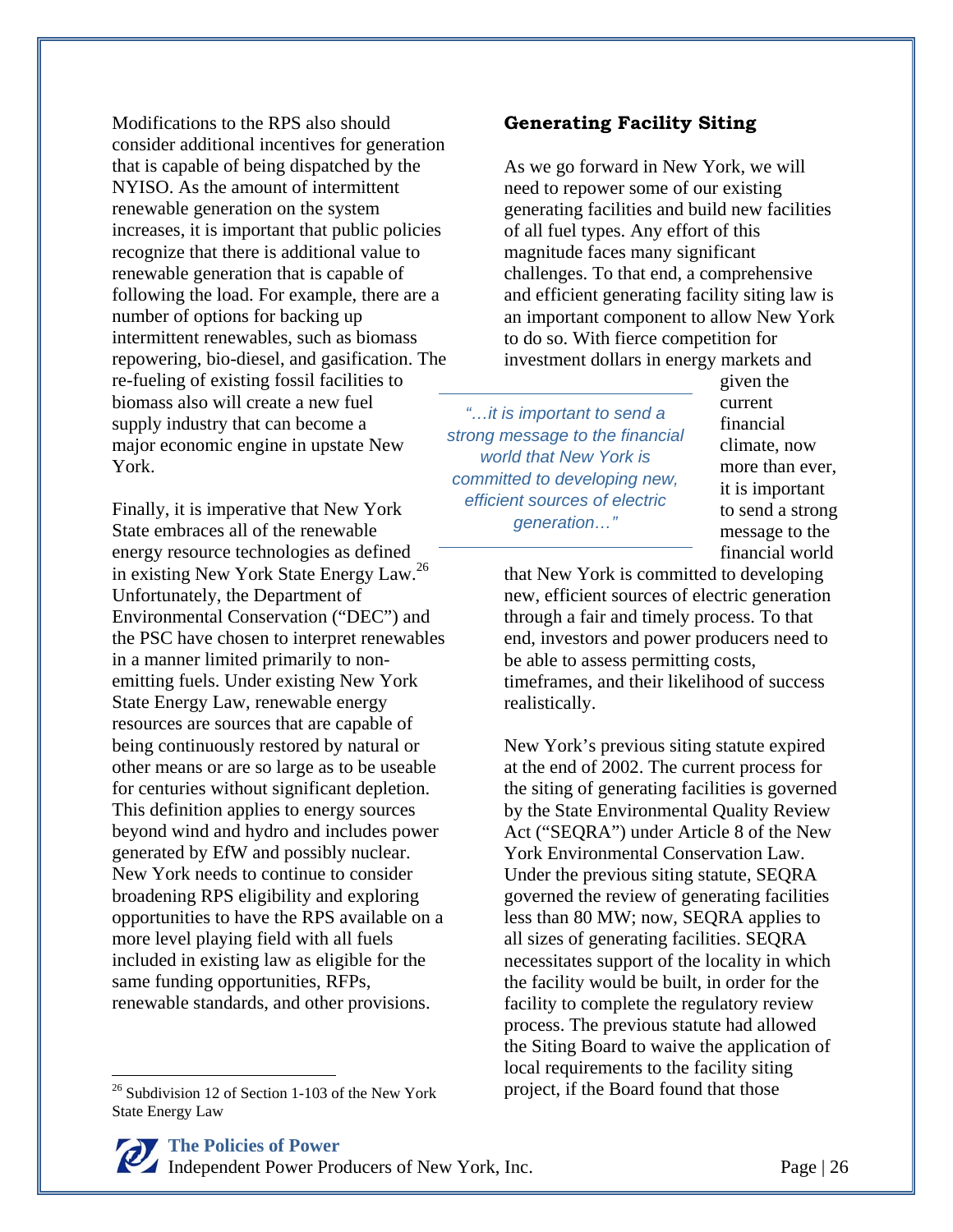Modifications to the RPS also should consider additional incentives for generation that is capable of being dispatched by the NYISO. As the amount of intermittent renewable generation on the system increases, it is important that public policies recognize that there is additional value to renewable generation that is capable of following the load. For example, there are a number of options for backing up intermittent renewables, such as biomass repowering, bio-diesel, and gasification. The re-fueling of existing fossil facilities to biomass also will create a new fuel supply industry that can become a major economic engine in upstate New York.

Finally, it is imperative that New York State embraces all of the renewable energy resource technologies as defined in existing New York State Energy Law.[26] Unfortunately, the Department of Environmental Conservation ("DEC") and the PSC have chosen to interpret renewables in a manner limited primarily to non-emitting fuels. Under existing New York State Energy Law, renewable energy resources are sources that are capable of being continuously restored by natural or other means or are so large as to be useable for centuries without significant depletion. This definition applies to energy sources beyond wind and hydro and includes power generated by EfW and possibly nuclear. New York needs to continue to consider broadening RPS eligibility and exploring opportunities to have the RPS available on a more level playing field with all fuels included in existing law as eligible for the same funding opportunities, RFPs, renewable standards, and other provisions.

[26] Subdivision 12 of Section 1-103 of the New York State Energy Law

## Generating Facility Siting

As we go forward in New York, we will need to repower some of our existing generating facilities and build new facilities of all fuel types. Any effort of this magnitude faces many significant challenges. To that end, a comprehensive and efficient generating facility siting law is an important component to allow New York to do so. With fierce competition for investment dollars in energy markets and given the current financial climate, now more than ever, it is important to send a strong message to the financial world that New York is committed to developing new, efficient sources of electric generation through a fair and timely process. To that end, investors and power producers need to be able to assess permitting costs, timeframes, and their likelihood of success realistically.

> *"…it is important to send a strong message to the financial world that New York is committed to developing new, efficient sources of electric generation…"*

New York's previous siting statute expired at the end of 2002. The current process for the siting of generating facilities is governed by the State Environmental Quality Review Act ("SEQRA") under Article 8 of the New York Environmental Conservation Law. Under the previous siting statute, SEQRA governed the review of generating facilities less than 80 MW; now, SEQRA applies to all sizes of generating facilities. SEQRA necessitates support of the locality in which the facility would be built, in order for the facility to complete the regulatory review process. The previous statute had allowed the Siting Board to waive the application of local requirements to the facility siting project, if the Board found that those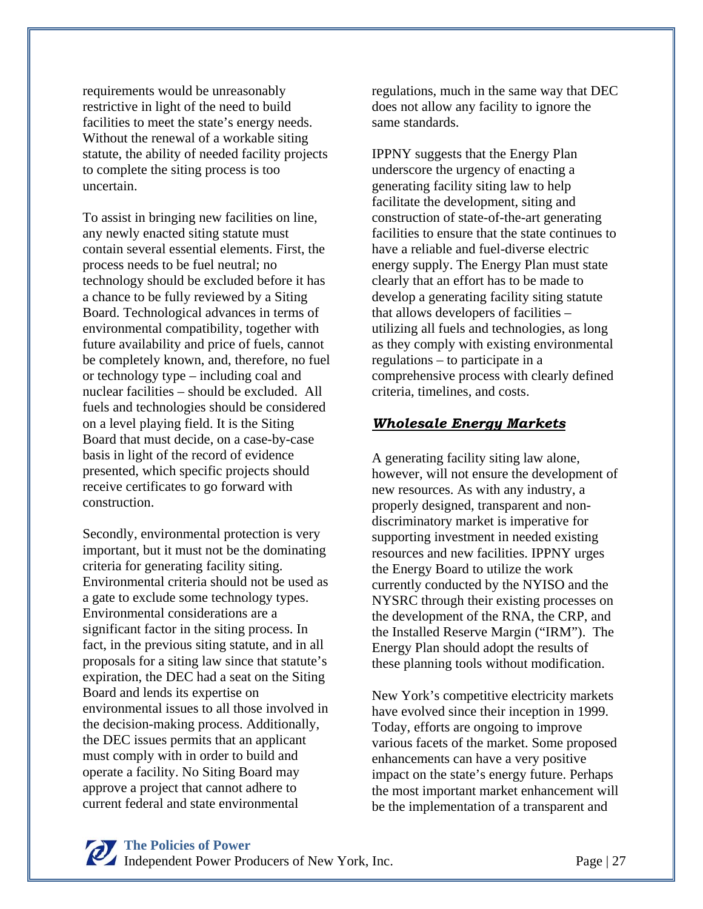requirements would be unreasonably restrictive in light of the need to build facilities to meet the state's energy needs. Without the renewal of a workable siting statute, the ability of needed facility projects to complete the siting process is too uncertain.

To assist in bringing new facilities on line, any newly enacted siting statute must contain several essential elements. First, the process needs to be fuel neutral; no technology should be excluded before it has a chance to be fully reviewed by a Siting Board. Technological advances in terms of environmental compatibility, together with future availability and price of fuels, cannot be completely known, and, therefore, no fuel or technology type – including coal and nuclear facilities – should be excluded. All fuels and technologies should be considered on a level playing field. It is the Siting Board that must decide, on a case-by-case basis in light of the record of evidence presented, which specific projects should receive certificates to go forward with construction.

Secondly, environmental protection is very important, but it must not be the dominating criteria for generating facility siting. Environmental criteria should not be used as a gate to exclude some technology types. Environmental considerations are a significant factor in the siting process. In fact, in the previous siting statute, and in all proposals for a siting law since that statute's expiration, the DEC had a seat on the Siting Board and lends its expertise on environmental issues to all those involved in the decision-making process. Additionally, the DEC issues permits that an applicant must comply with in order to build and operate a facility. No Siting Board may approve a project that cannot adhere to current federal and state environmental regulations, much in the same way that DEC does not allow any facility to ignore the same standards.

IPPNY suggests that the Energy Plan underscore the urgency of enacting a generating facility siting law to help facilitate the development, siting and construction of state-of-the-art generating facilities to ensure that the state continues to have a reliable and fuel-diverse electric energy supply. The Energy Plan must state clearly that an effort has to be made to develop a generating facility siting statute that allows developers of facilities – utilizing all fuels and technologies, as long as they comply with existing environmental regulations – to participate in a comprehensive process with clearly defined criteria, timelines, and costs.

## ***Wholesale Energy Markets***

A generating facility siting law alone, however, will not ensure the development of new resources. As with any industry, a properly designed, transparent and non-discriminatory market is imperative for supporting investment in needed existing resources and new facilities. IPPNY urges the Energy Board to utilize the work currently conducted by the NYISO and the NYSRC through their existing processes on the development of the RNA, the CRP, and the Installed Reserve Margin ("IRM"). The Energy Plan should adopt the results of these planning tools without modification.

New York's competitive electricity markets have evolved since their inception in 1999. Today, efforts are ongoing to improve various facets of the market. Some proposed enhancements can have a very positive impact on the state's energy future. Perhaps the most important market enhancement will be the implementation of a transparent and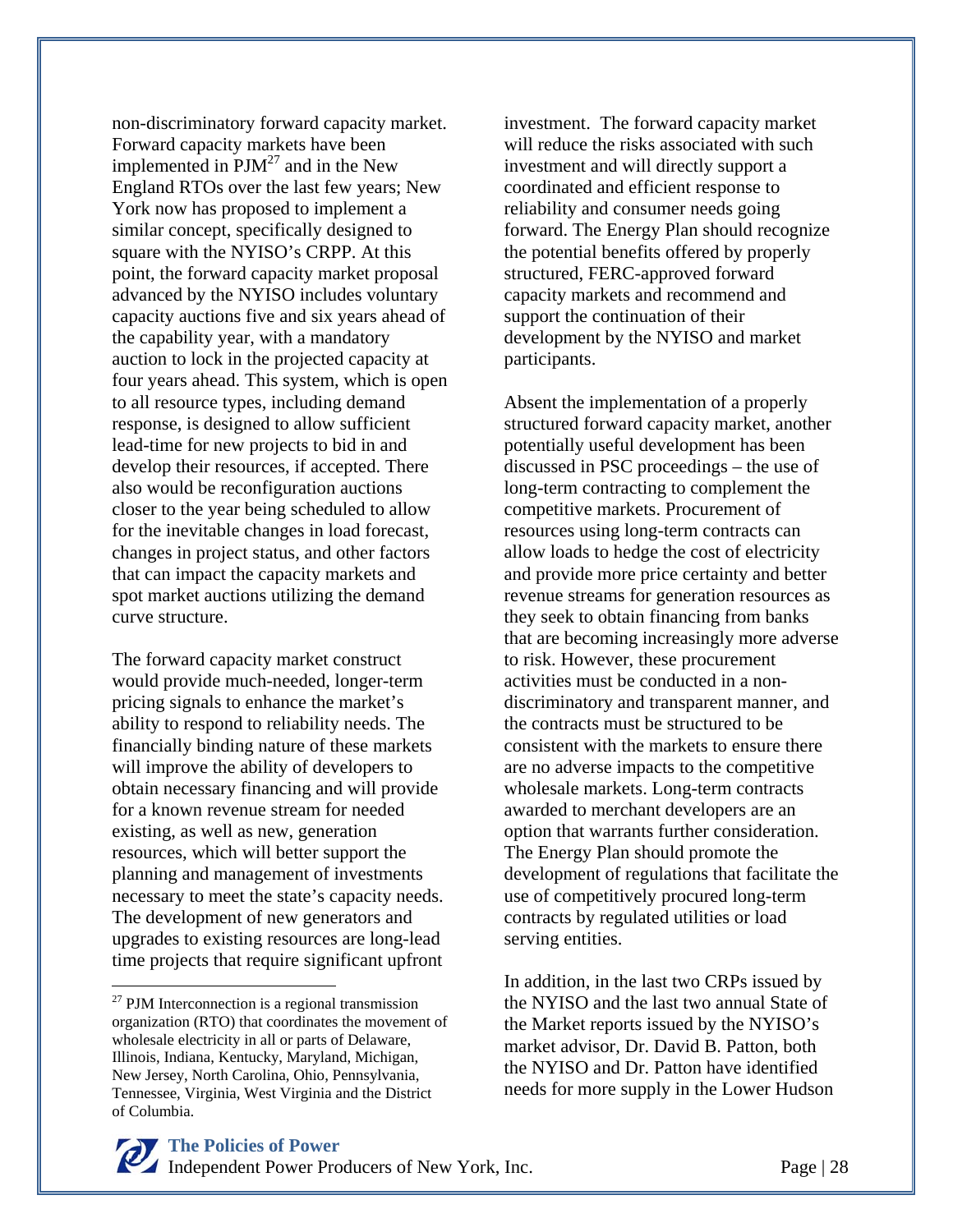non-discriminatory forward capacity market. Forward capacity markets have been implemented in PJM[27] and in the New England RTOs over the last few years; New York now has proposed to implement a similar concept, specifically designed to square with the NYISO's CRPP. At this point, the forward capacity market proposal advanced by the NYISO includes voluntary capacity auctions five and six years ahead of the capability year, with a mandatory auction to lock in the projected capacity at four years ahead. This system, which is open to all resource types, including demand response, is designed to allow sufficient lead-time for new projects to bid in and develop their resources, if accepted. There also would be reconfiguration auctions closer to the year being scheduled to allow for the inevitable changes in load forecast, changes in project status, and other factors that can impact the capacity markets and spot market auctions utilizing the demand curve structure.

The forward capacity market construct would provide much-needed, longer-term pricing signals to enhance the market's ability to respond to reliability needs. The financially binding nature of these markets will improve the ability of developers to obtain necessary financing and will provide for a known revenue stream for needed existing, as well as new, generation resources, which will better support the planning and management of investments necessary to meet the state's capacity needs. The development of new generators and upgrades to existing resources are long-lead time projects that require significant upfront investment. The forward capacity market will reduce the risks associated with such investment and will directly support a coordinated and efficient response to reliability and consumer needs going forward. The Energy Plan should recognize the potential benefits offered by properly structured, FERC-approved forward capacity markets and recommend and support the continuation of their development by the NYISO and market participants.

Absent the implementation of a properly structured forward capacity market, another potentially useful development has been discussed in PSC proceedings – the use of long-term contracting to complement the competitive markets. Procurement of resources using long-term contracts can allow loads to hedge the cost of electricity and provide more price certainty and better revenue streams for generation resources as they seek to obtain financing from banks that are becoming increasingly more adverse to risk. However, these procurement activities must be conducted in a non-discriminatory and transparent manner, and the contracts must be structured to be consistent with the markets to ensure there are no adverse impacts to the competitive wholesale markets. Long-term contracts awarded to merchant developers are an option that warrants further consideration. The Energy Plan should promote the development of regulations that facilitate the use of competitively procured long-term contracts by regulated utilities or load serving entities.

In addition, in the last two CRPs issued by the NYISO and the last two annual State of the Market reports issued by the NYISO's market advisor, Dr. David B. Patton, both the NYISO and Dr. Patton have identified needs for more supply in the Lower Hudson

[27] PJM Interconnection is a regional transmission organization (RTO) that coordinates the movement of wholesale electricity in all or parts of Delaware, Illinois, Indiana, Kentucky, Maryland, Michigan, New Jersey, North Carolina, Ohio, Pennsylvania, Tennessee, Virginia, West Virginia and the District of Columbia.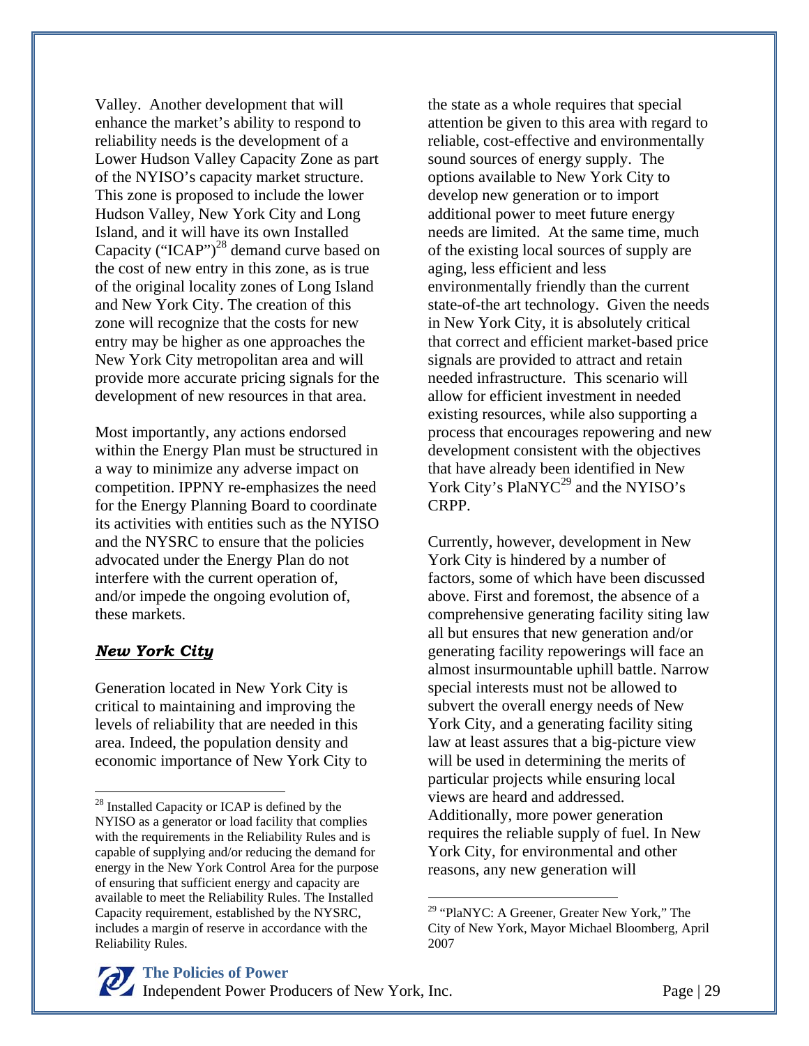Valley. Another development that will enhance the market's ability to respond to reliability needs is the development of a Lower Hudson Valley Capacity Zone as part of the NYISO's capacity market structure. This zone is proposed to include the lower Hudson Valley, New York City and Long Island, and it will have its own Installed Capacity ("ICAP")[28] demand curve based on the cost of new entry in this zone, as is true of the original locality zones of Long Island and New York City. The creation of this zone will recognize that the costs for new entry may be higher as one approaches the New York City metropolitan area and will provide more accurate pricing signals for the development of new resources in that area.

Most importantly, any actions endorsed within the Energy Plan must be structured in a way to minimize any adverse impact on competition. IPPNY re-emphasizes the need for the Energy Planning Board to coordinate its activities with entities such as the NYISO and the NYSRC to ensure that the policies advocated under the Energy Plan do not interfere with the current operation of, and/or impede the ongoing evolution of, these markets.

### ***New York City***

Generation located in New York City is critical to maintaining and improving the levels of reliability that are needed in this area. Indeed, the population density and economic importance of New York City to the state as a whole requires that special attention be given to this area with regard to reliable, cost-effective and environmentally sound sources of energy supply. The options available to New York City to develop new generation or to import additional power to meet future energy needs are limited. At the same time, much of the existing local sources of supply are aging, less efficient and less environmentally friendly than the current state-of-the art technology. Given the needs in New York City, it is absolutely critical that correct and efficient market-based price signals are provided to attract and retain needed infrastructure. This scenario will allow for efficient investment in needed existing resources, while also supporting a process that encourages repowering and new development consistent with the objectives that have already been identified in New York City's PlaNYC[29] and the NYISO's CRPP.

Currently, however, development in New York City is hindered by a number of factors, some of which have been discussed above. First and foremost, the absence of a comprehensive generating facility siting law all but ensures that new generation and/or generating facility repowerings will face an almost insurmountable uphill battle. Narrow special interests must not be allowed to subvert the overall energy needs of New York City, and a generating facility siting law at least assures that a big-picture view will be used in determining the merits of particular projects while ensuring local views are heard and addressed. Additionally, more power generation requires the reliable supply of fuel. In New York City, for environmental and other reasons, any new generation will

---

[28] Installed Capacity or ICAP is defined by the NYISO as a generator or load facility that complies with the requirements in the Reliability Rules and is capable of supplying and/or reducing the demand for energy in the New York Control Area for the purpose of ensuring that sufficient energy and capacity are available to meet the Reliability Rules. The Installed Capacity requirement, established by the NYSRC, includes a margin of reserve in accordance with the Reliability Rules.

[29] "PlaNYC: A Greener, Greater New York," The City of New York, Mayor Michael Bloomberg, April 2007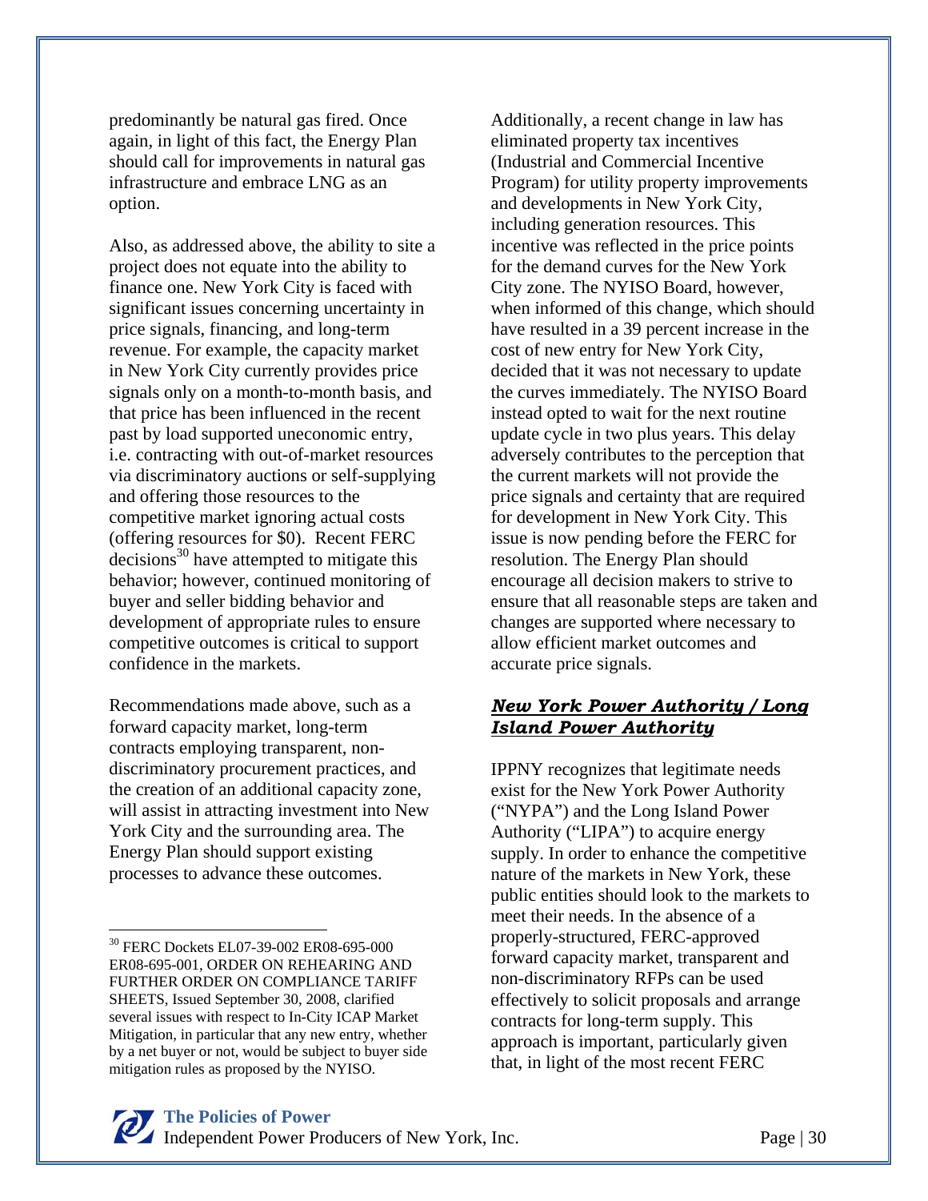predominantly be natural gas fired. Once again, in light of this fact, the Energy Plan should call for improvements in natural gas infrastructure and embrace LNG as an option.

Also, as addressed above, the ability to site a project does not equate into the ability to finance one. New York City is faced with significant issues concerning uncertainty in price signals, financing, and long-term revenue. For example, the capacity market in New York City currently provides price signals only on a month-to-month basis, and that price has been influenced in the recent past by load supported uneconomic entry, i.e. contracting with out-of-market resources via discriminatory auctions or self-supplying and offering those resources to the competitive market ignoring actual costs (offering resources for $0). Recent FERC decisions[30] have attempted to mitigate this behavior; however, continued monitoring of buyer and seller bidding behavior and development of appropriate rules to ensure competitive outcomes is critical to support confidence in the markets.

Recommendations made above, such as a forward capacity market, long-term contracts employing transparent, non-discriminatory procurement practices, and the creation of an additional capacity zone, will assist in attracting investment into New York City and the surrounding area. The Energy Plan should support existing processes to advance these outcomes.

Additionally, a recent change in law has eliminated property tax incentives (Industrial and Commercial Incentive Program) for utility property improvements and developments in New York City, including generation resources. This incentive was reflected in the price points for the demand curves for the New York City zone. The NYISO Board, however, when informed of this change, which should have resulted in a 39 percent increase in the cost of new entry for New York City, decided that it was not necessary to update the curves immediately. The NYISO Board instead opted to wait for the next routine update cycle in two plus years. This delay adversely contributes to the perception that the current markets will not provide the price signals and certainty that are required for development in New York City. This issue is now pending before the FERC for resolution. The Energy Plan should encourage all decision makers to strive to ensure that all reasonable steps are taken and changes are supported where necessary to allow efficient market outcomes and accurate price signals.

### ***New York Power Authority / Long Island Power Authority***

IPPNY recognizes that legitimate needs exist for the New York Power Authority ("NYPA") and the Long Island Power Authority ("LIPA") to acquire energy supply. In order to enhance the competitive nature of the markets in New York, these public entities should look to the markets to meet their needs. In the absence of a properly-structured, FERC-approved forward capacity market, transparent and non-discriminatory RFPs can be used effectively to solicit proposals and arrange contracts for long-term supply. This approach is important, particularly given that, in light of the most recent FERC

---

[30] FERC Dockets EL07-39-002 ER08-695-000 ER08-695-001, ORDER ON REHEARING AND FURTHER ORDER ON COMPLIANCE TARIFF SHEETS, Issued September 30, 2008, clarified several issues with respect to In-City ICAP Market Mitigation, in particular that any new entry, whether by a net buyer or not, would be subject to buyer side mitigation rules as proposed by the NYISO.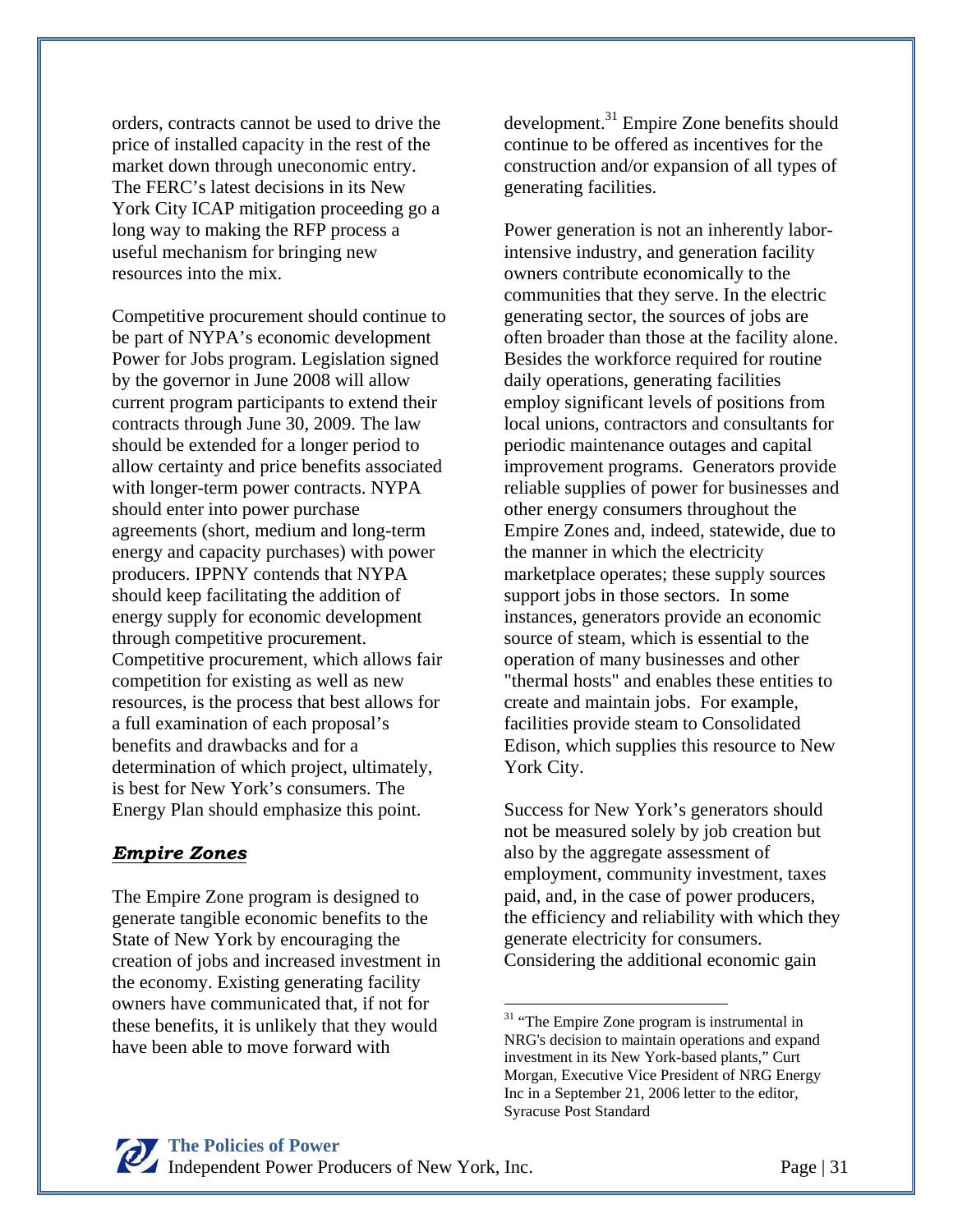orders, contracts cannot be used to drive the price of installed capacity in the rest of the market down through uneconomic entry. The FERC's latest decisions in its New York City ICAP mitigation proceeding go a long way to making the RFP process a useful mechanism for bringing new resources into the mix.

Competitive procurement should continue to be part of NYPA's economic development Power for Jobs program. Legislation signed by the governor in June 2008 will allow current program participants to extend their contracts through June 30, 2009. The law should be extended for a longer period to allow certainty and price benefits associated with longer-term power contracts. NYPA should enter into power purchase agreements (short, medium and long-term energy and capacity purchases) with power producers. IPPNY contends that NYPA should keep facilitating the addition of energy supply for economic development through competitive procurement. Competitive procurement, which allows fair competition for existing as well as new resources, is the process that best allows for a full examination of each proposal's benefits and drawbacks and for a determination of which project, ultimately, is best for New York's consumers. The Energy Plan should emphasize this point.

## *Empire Zones*

The Empire Zone program is designed to generate tangible economic benefits to the State of New York by encouraging the creation of jobs and increased investment in the economy. Existing generating facility owners have communicated that, if not for these benefits, it is unlikely that they would have been able to move forward with development.[31] Empire Zone benefits should continue to be offered as incentives for the construction and/or expansion of all types of generating facilities.

Power generation is not an inherently labor-intensive industry, and generation facility owners contribute economically to the communities that they serve. In the electric generating sector, the sources of jobs are often broader than those at the facility alone. Besides the workforce required for routine daily operations, generating facilities employ significant levels of positions from local unions, contractors and consultants for periodic maintenance outages and capital improvement programs. Generators provide reliable supplies of power for businesses and other energy consumers throughout the Empire Zones and, indeed, statewide, due to the manner in which the electricity marketplace operates; these supply sources support jobs in those sectors. In some instances, generators provide an economic source of steam, which is essential to the operation of many businesses and other "thermal hosts" and enables these entities to create and maintain jobs. For example, facilities provide steam to Consolidated Edison, which supplies this resource to New York City.

Success for New York's generators should not be measured solely by job creation but also by the aggregate assessment of employment, community investment, taxes paid, and, in the case of power producers, the efficiency and reliability with which they generate electricity for consumers. Considering the additional economic gain

---

[31] "The Empire Zone program is instrumental in NRG's decision to maintain operations and expand investment in its New York-based plants," Curt Morgan, Executive Vice President of NRG Energy Inc in a September 21, 2006 letter to the editor, Syracuse Post Standard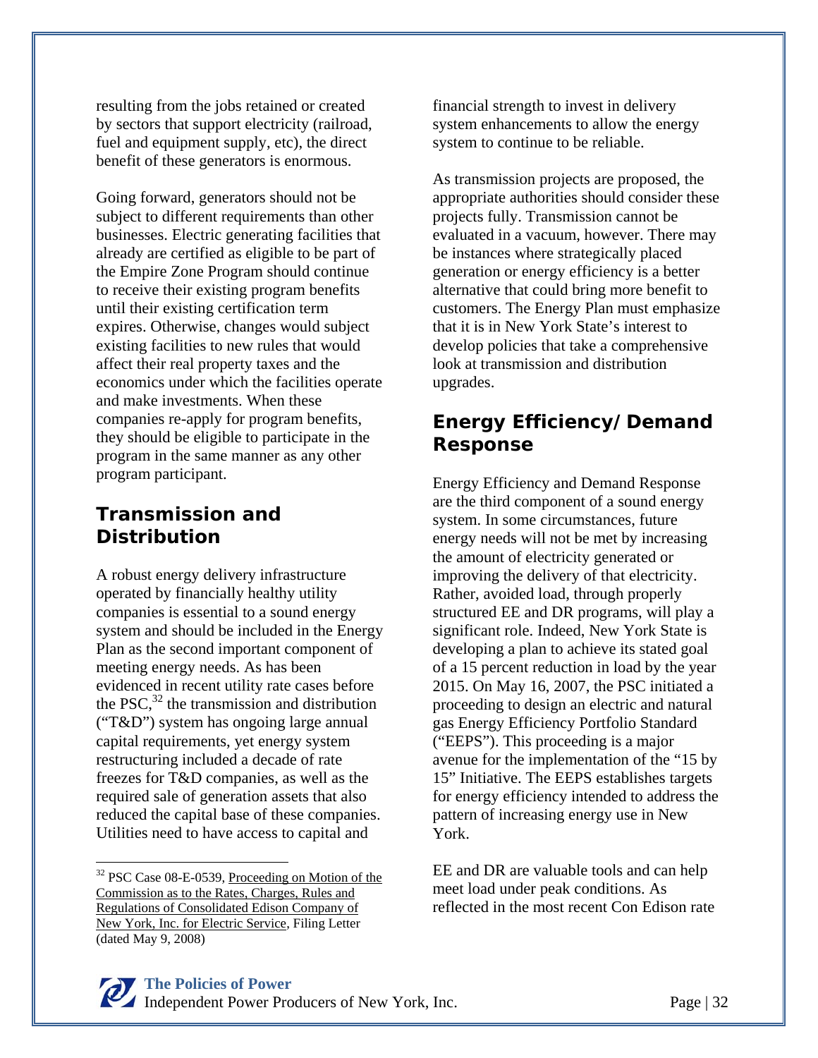resulting from the jobs retained or created by sectors that support electricity (railroad, fuel and equipment supply, etc), the direct benefit of these generators is enormous.

Going forward, generators should not be subject to different requirements than other businesses. Electric generating facilities that already are certified as eligible to be part of the Empire Zone Program should continue to receive their existing program benefits until their existing certification term expires. Otherwise, changes would subject existing facilities to new rules that would affect their real property taxes and the economics under which the facilities operate and make investments. When these companies re-apply for program benefits, they should be eligible to participate in the program in the same manner as any other program participant.

## Transmission and Distribution

A robust energy delivery infrastructure operated by financially healthy utility companies is essential to a sound energy system and should be included in the Energy Plan as the second important component of meeting energy needs. As has been evidenced in recent utility rate cases before the PSC,[32] the transmission and distribution ("T&D") system has ongoing large annual capital requirements, yet energy system restructuring included a decade of rate freezes for T&D companies, as well as the required sale of generation assets that also reduced the capital base of these companies. Utilities need to have access to capital and financial strength to invest in delivery system enhancements to allow the energy system to continue to be reliable.

As transmission projects are proposed, the appropriate authorities should consider these projects fully. Transmission cannot be evaluated in a vacuum, however. There may be instances where strategically placed generation or energy efficiency is a better alternative that could bring more benefit to customers. The Energy Plan must emphasize that it is in New York State's interest to develop policies that take a comprehensive look at transmission and distribution upgrades.

## Energy Efficiency/Demand Response

Energy Efficiency and Demand Response are the third component of a sound energy system. In some circumstances, future energy needs will not be met by increasing the amount of electricity generated or improving the delivery of that electricity. Rather, avoided load, through properly structured EE and DR programs, will play a significant role. Indeed, New York State is developing a plan to achieve its stated goal of a 15 percent reduction in load by the year 2015. On May 16, 2007, the PSC initiated a proceeding to design an electric and natural gas Energy Efficiency Portfolio Standard ("EEPS"). This proceeding is a major avenue for the implementation of the "15 by 15" Initiative. The EEPS establishes targets for energy efficiency intended to address the pattern of increasing energy use in New York.

EE and DR are valuable tools and can help meet load under peak conditions. As reflected in the most recent Con Edison rate

---

[32] PSC Case 08-E-0539, Proceeding on Motion of the Commission as to the Rates, Charges, Rules and Regulations of Consolidated Edison Company of New York, Inc. for Electric Service, Filing Letter (dated May 9, 2008)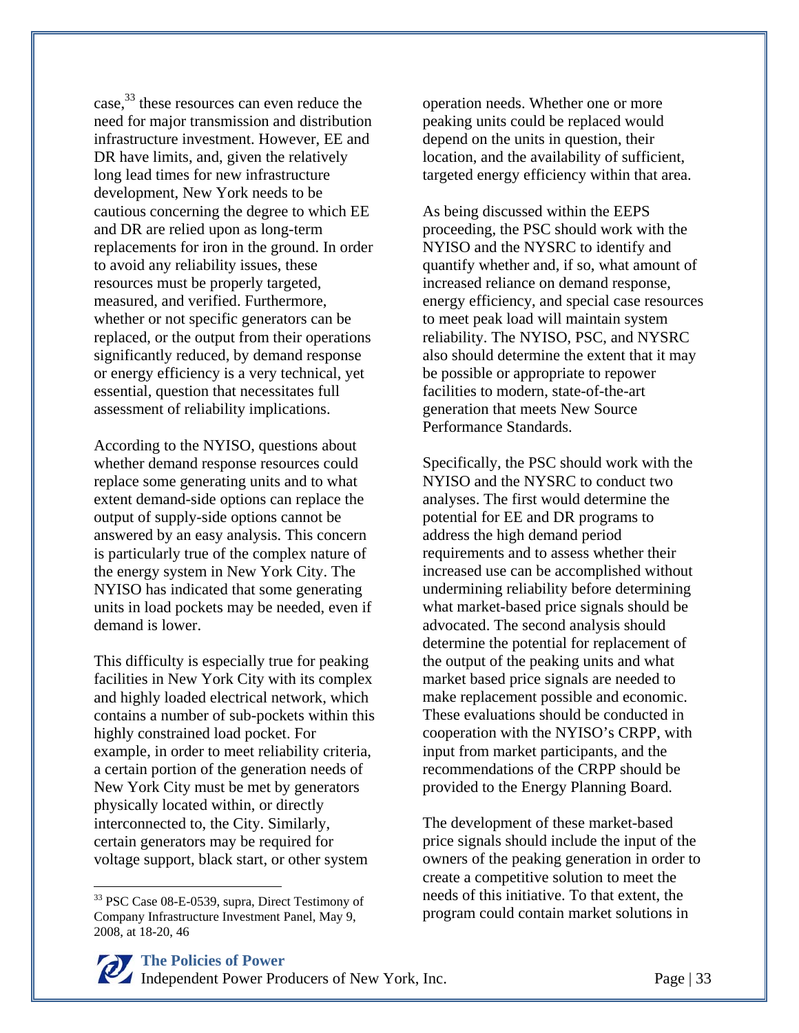case,[33] these resources can even reduce the need for major transmission and distribution infrastructure investment. However, EE and DR have limits, and, given the relatively long lead times for new infrastructure development, New York needs to be cautious concerning the degree to which EE and DR are relied upon as long-term replacements for iron in the ground. In order to avoid any reliability issues, these resources must be properly targeted, measured, and verified. Furthermore, whether or not specific generators can be replaced, or the output from their operations significantly reduced, by demand response or energy efficiency is a very technical, yet essential, question that necessitates full assessment of reliability implications.

According to the NYISO, questions about whether demand response resources could replace some generating units and to what extent demand-side options can replace the output of supply-side options cannot be answered by an easy analysis. This concern is particularly true of the complex nature of the energy system in New York City. The NYISO has indicated that some generating units in load pockets may be needed, even if demand is lower.

This difficulty is especially true for peaking facilities in New York City with its complex and highly loaded electrical network, which contains a number of sub-pockets within this highly constrained load pocket. For example, in order to meet reliability criteria, a certain portion of the generation needs of New York City must be met by generators physically located within, or directly interconnected to, the City. Similarly, certain generators may be required for voltage support, black start, or other system operation needs. Whether one or more peaking units could be replaced would depend on the units in question, their location, and the availability of sufficient, targeted energy efficiency within that area.

As being discussed within the EEPS proceeding, the PSC should work with the NYISO and the NYSRC to identify and quantify whether and, if so, what amount of increased reliance on demand response, energy efficiency, and special case resources to meet peak load will maintain system reliability. The NYISO, PSC, and NYSRC also should determine the extent that it may be possible or appropriate to repower facilities to modern, state-of-the-art generation that meets New Source Performance Standards.

Specifically, the PSC should work with the NYISO and the NYSRC to conduct two analyses. The first would determine the potential for EE and DR programs to address the high demand period requirements and to assess whether their increased use can be accomplished without undermining reliability before determining what market-based price signals should be advocated. The second analysis should determine the potential for replacement of the output of the peaking units and what market based price signals are needed to make replacement possible and economic. These evaluations should be conducted in cooperation with the NYISO's CRPP, with input from market participants, and the recommendations of the CRPP should be provided to the Energy Planning Board.

The development of these market-based price signals should include the input of the owners of the peaking generation in order to create a competitive solution to meet the needs of this initiative. To that extent, the program could contain market solutions in

[33] PSC Case 08-E-0539, supra, Direct Testimony of Company Infrastructure Investment Panel, May 9, 2008, at 18-20, 46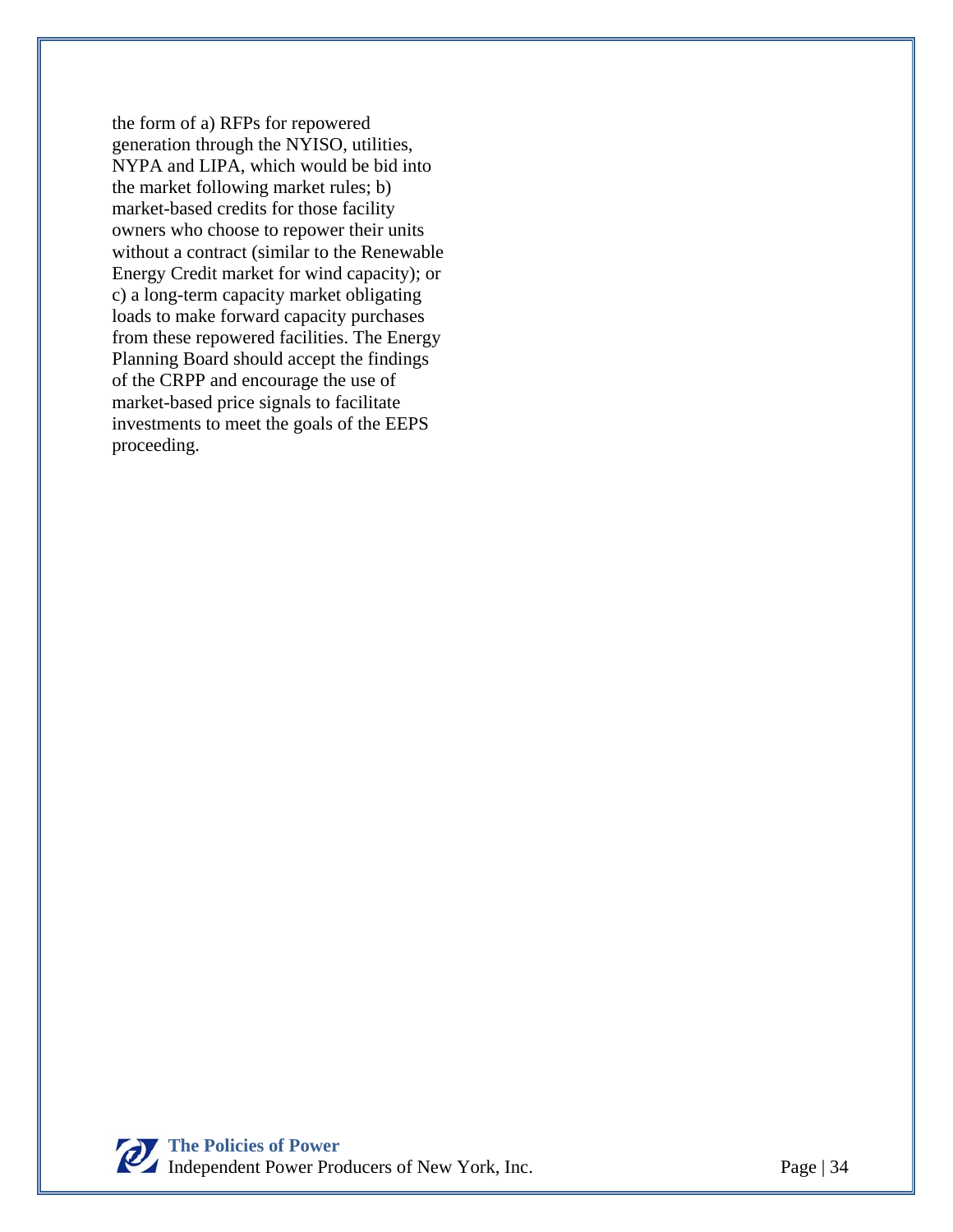the form of a) RFPs for repowered generation through the NYISO, utilities, NYPA and LIPA, which would be bid into the market following market rules; b) market-based credits for those facility owners who choose to repower their units without a contract (similar to the Renewable Energy Credit market for wind capacity); or c) a long-term capacity market obligating loads to make forward capacity purchases from these repowered facilities. The Energy Planning Board should accept the findings of the CRPP and encourage the use of market-based price signals to facilitate investments to meet the goals of the EEPS proceeding.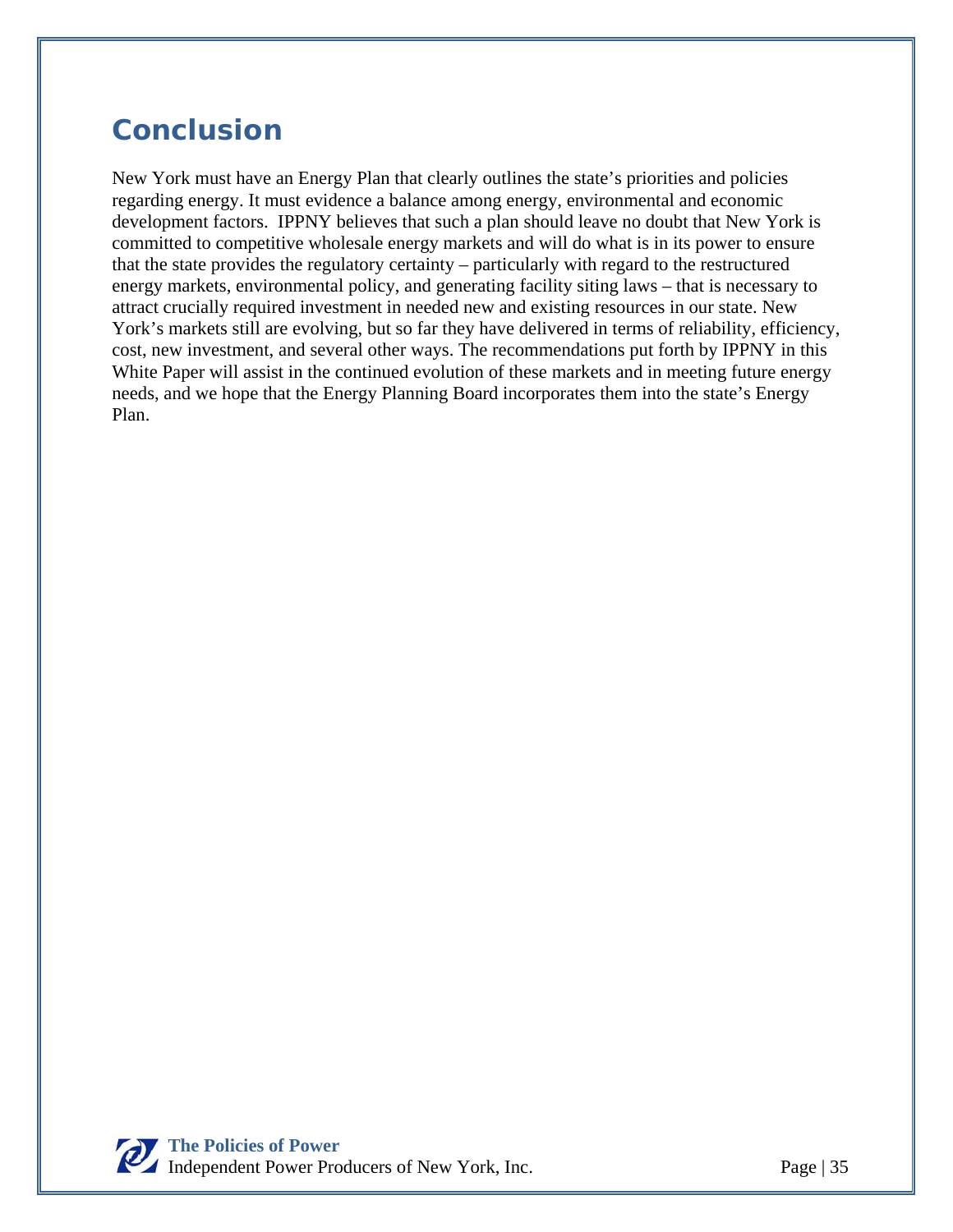## Conclusion

New York must have an Energy Plan that clearly outlines the state's priorities and policies regarding energy. It must evidence a balance among energy, environmental and economic development factors. IPPNY believes that such a plan should leave no doubt that New York is committed to competitive wholesale energy markets and will do what is in its power to ensure that the state provides the regulatory certainty – particularly with regard to the restructured energy markets, environmental policy, and generating facility siting laws – that is necessary to attract crucially required investment in needed new and existing resources in our state. New York's markets still are evolving, but so far they have delivered in terms of reliability, efficiency, cost, new investment, and several other ways. The recommendations put forth by IPPNY in this White Paper will assist in the continued evolution of these markets and in meeting future energy needs, and we hope that the Energy Planning Board incorporates them into the state's Energy Plan.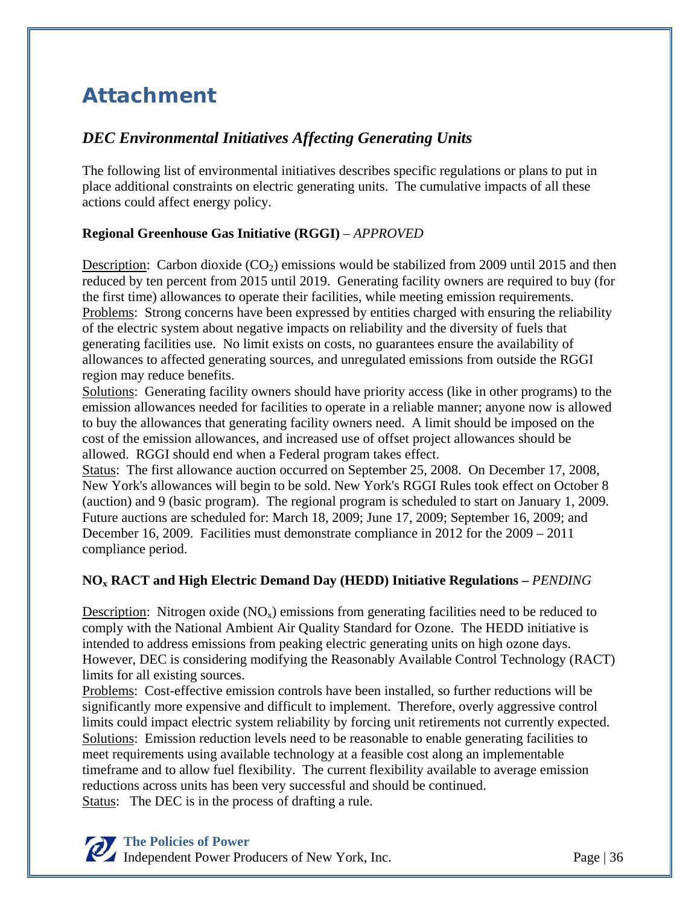# Attachment

## *DEC Environmental Initiatives Affecting Generating Units*

The following list of environmental initiatives describes specific regulations or plans to put in place additional constraints on electric generating units. The cumulative impacts of all these actions could affect energy policy.

**Regional Greenhouse Gas Initiative (RGGI)** – *APPROVED*

Description: Carbon dioxide ($CO_2$) emissions would be stabilized from 2009 until 2015 and then reduced by ten percent from 2015 until 2019. Generating facility owners are required to buy (for the first time) allowances to operate their facilities, while meeting emission requirements.
Problems: Strong concerns have been expressed by entities charged with ensuring the reliability of the electric system about negative impacts on reliability and the diversity of fuels that generating facilities use. No limit exists on costs, no guarantees ensure the availability of allowances to affected generating sources, and unregulated emissions from outside the RGGI region may reduce benefits.
Solutions: Generating facility owners should have priority access (like in other programs) to the emission allowances needed for facilities to operate in a reliable manner; anyone now is allowed to buy the allowances that generating facility owners need. A limit should be imposed on the cost of the emission allowances, and increased use of offset project allowances should be allowed. RGGI should end when a Federal program takes effect.
Status: The first allowance auction occurred on September 25, 2008. On December 17, 2008, New York's allowances will begin to be sold. New York's RGGI Rules took effect on October 8 (auction) and 9 (basic program). The regional program is scheduled to start on January 1, 2009. Future auctions are scheduled for: March 18, 2009; June 17, 2009; September 16, 2009; and December 16, 2009. Facilities must demonstrate compliance in 2012 for the 2009 – 2011 compliance period.

**$NO_x$ RACT and High Electric Demand Day (HEDD) Initiative Regulations –** *PENDING*

Description: Nitrogen oxide ($NO_x$) emissions from generating facilities need to be reduced to comply with the National Ambient Air Quality Standard for Ozone. The HEDD initiative is intended to address emissions from peaking electric generating units on high ozone days. However, DEC is considering modifying the Reasonably Available Control Technology (RACT) limits for all existing sources.
Problems: Cost-effective emission controls have been installed, so further reductions will be significantly more expensive and difficult to implement. Therefore, overly aggressive control limits could impact electric system reliability by forcing unit retirements not currently expected.
Solutions: Emission reduction levels need to be reasonable to enable generating facilities to meet requirements using available technology at a feasible cost along an implementable timeframe and to allow fuel flexibility. The current flexibility available to average emission reductions across units has been very successful and should be continued.
Status: The DEC is in the process of drafting a rule.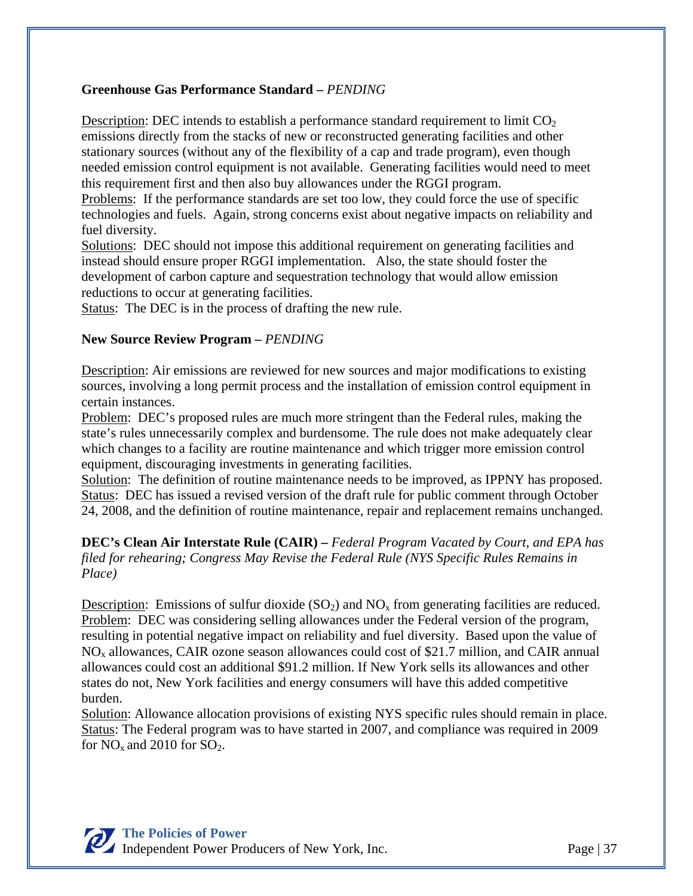**Greenhouse Gas Performance Standard –** *PENDING*

Description: DEC intends to establish a performance standard requirement to limit $CO_2$ emissions directly from the stacks of new or reconstructed generating facilities and other stationary sources (without any of the flexibility of a cap and trade program), even though needed emission control equipment is not available. Generating facilities would need to meet this requirement first and then also buy allowances under the RGGI program.
Problems: If the performance standards are set too low, they could force the use of specific technologies and fuels. Again, strong concerns exist about negative impacts on reliability and fuel diversity.
Solutions: DEC should not impose this additional requirement on generating facilities and instead should ensure proper RGGI implementation. Also, the state should foster the development of carbon capture and sequestration technology that would allow emission reductions to occur at generating facilities.
Status: The DEC is in the process of drafting the new rule.

**New Source Review Program –** *PENDING*

Description: Air emissions are reviewed for new sources and major modifications to existing sources, involving a long permit process and the installation of emission control equipment in certain instances.
Problem: DEC's proposed rules are much more stringent than the Federal rules, making the state's rules unnecessarily complex and burdensome. The rule does not make adequately clear which changes to a facility are routine maintenance and which trigger more emission control equipment, discouraging investments in generating facilities.
Solution: The definition of routine maintenance needs to be improved, as IPPNY has proposed.
Status: DEC has issued a revised version of the draft rule for public comment through October 24, 2008, and the definition of routine maintenance, repair and replacement remains unchanged.

**DEC's Clean Air Interstate Rule (CAIR) –** *Federal Program Vacated by Court, and EPA has filed for rehearing; Congress May Revise the Federal Rule (NYS Specific Rules Remains in Place)*

Description: Emissions of sulfur dioxide ($SO_2$) and $NO_x$ from generating facilities are reduced.
Problem: DEC was considering selling allowances under the Federal version of the program, resulting in potential negative impact on reliability and fuel diversity. Based upon the value of $NO_x$ allowances, CAIR ozone season allowances could cost of $21.7 million, and CAIR annual allowances could cost an additional $91.2 million. If New York sells its allowances and other states do not, New York facilities and energy consumers will have this added competitive burden.
Solution: Allowance allocation provisions of existing NYS specific rules should remain in place.
Status: The Federal program was to have started in 2007, and compliance was required in 2009 for $NO_x$ and 2010 for $SO_2$.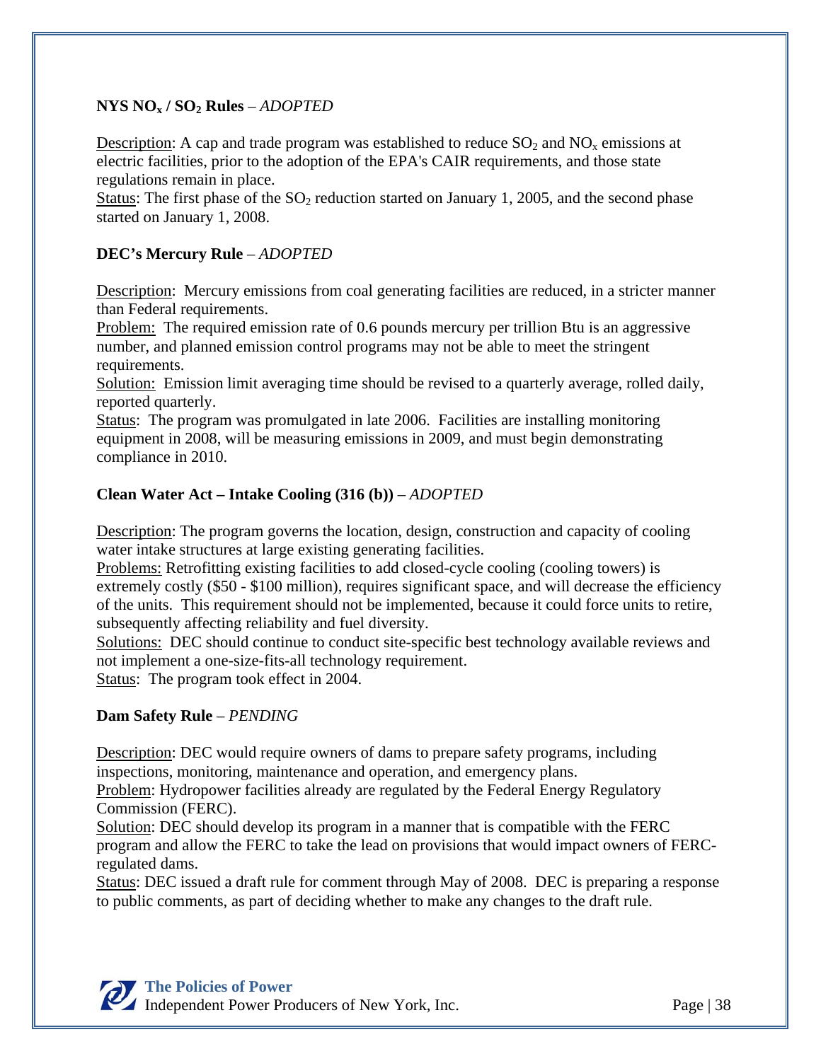**NYS $NO_x$ / $SO_2$ Rules** – *ADOPTED*

Description: A cap and trade program was established to reduce $SO_2$ and $NO_x$ emissions at electric facilities, prior to the adoption of the EPA's CAIR requirements, and those state regulations remain in place.
Status: The first phase of the $SO_2$ reduction started on January 1, 2005, and the second phase started on January 1, 2008.

**DEC's Mercury Rule** – *ADOPTED*

Description: Mercury emissions from coal generating facilities are reduced, in a stricter manner than Federal requirements.
Problem: The required emission rate of 0.6 pounds mercury per trillion Btu is an aggressive number, and planned emission control programs may not be able to meet the stringent requirements.
Solution: Emission limit averaging time should be revised to a quarterly average, rolled daily, reported quarterly.
Status: The program was promulgated in late 2006. Facilities are installing monitoring equipment in 2008, will be measuring emissions in 2009, and must begin demonstrating compliance in 2010.

**Clean Water Act – Intake Cooling (316 (b))** – *ADOPTED*

Description: The program governs the location, design, construction and capacity of cooling water intake structures at large existing generating facilities.
Problems: Retrofitting existing facilities to add closed-cycle cooling (cooling towers) is extremely costly ($50 - $100 million), requires significant space, and will decrease the efficiency of the units. This requirement should not be implemented, because it could force units to retire, subsequently affecting reliability and fuel diversity.
Solutions: DEC should continue to conduct site-specific best technology available reviews and not implement a one-size-fits-all technology requirement.
Status: The program took effect in 2004.

**Dam Safety Rule** – *PENDING*

Description: DEC would require owners of dams to prepare safety programs, including inspections, monitoring, maintenance and operation, and emergency plans.
Problem: Hydropower facilities already are regulated by the Federal Energy Regulatory Commission (FERC).
Solution: DEC should develop its program in a manner that is compatible with the FERC program and allow the FERC to take the lead on provisions that would impact owners of FERC-regulated dams.
Status: DEC issued a draft rule for comment through May of 2008. DEC is preparing a response to public comments, as part of deciding whether to make any changes to the draft rule.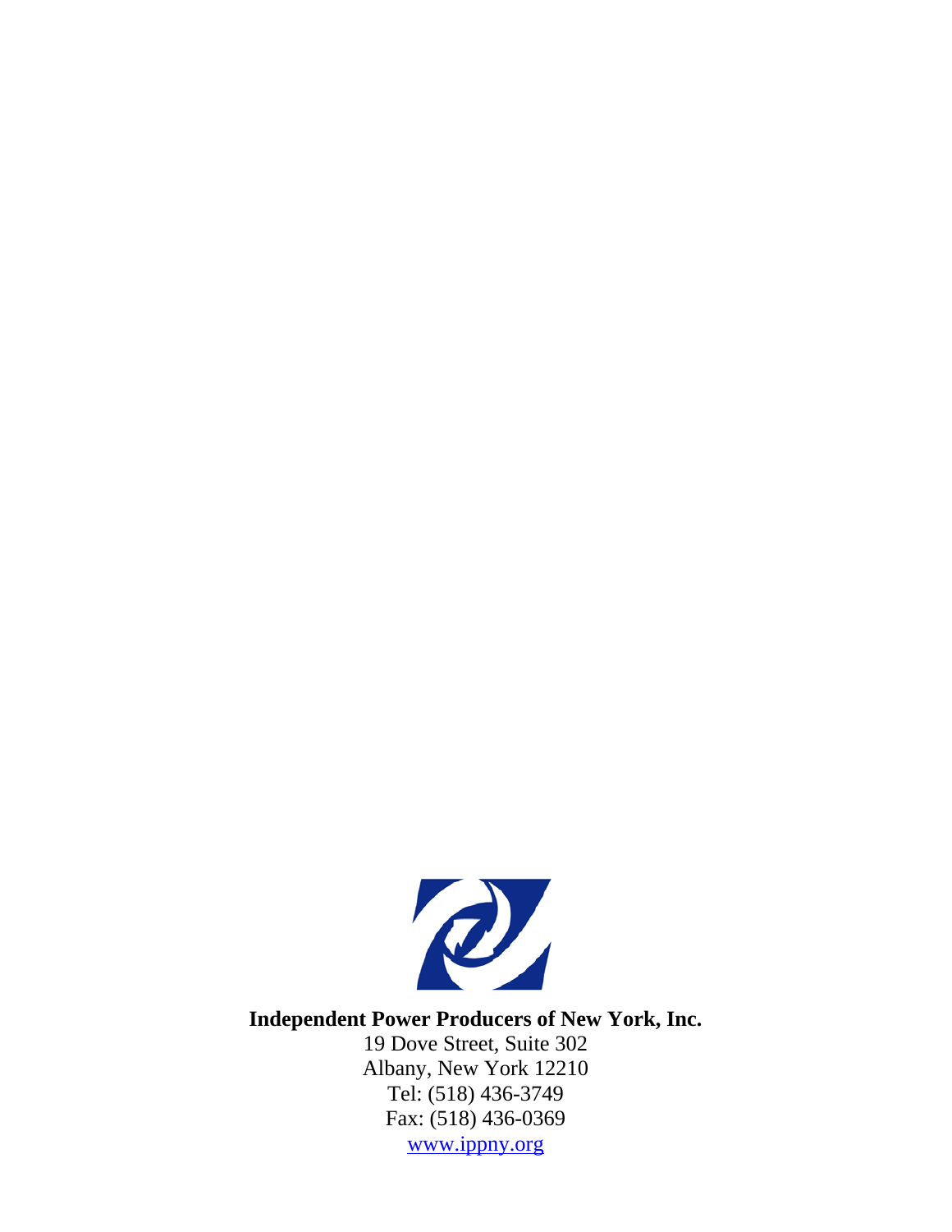**Independent Power Producers of New York, Inc.**

19 Dove Street, Suite 302
Albany, New York 12210
Tel: (518) 436-3749
Fax: (518) 436-0369
www.ippny.org